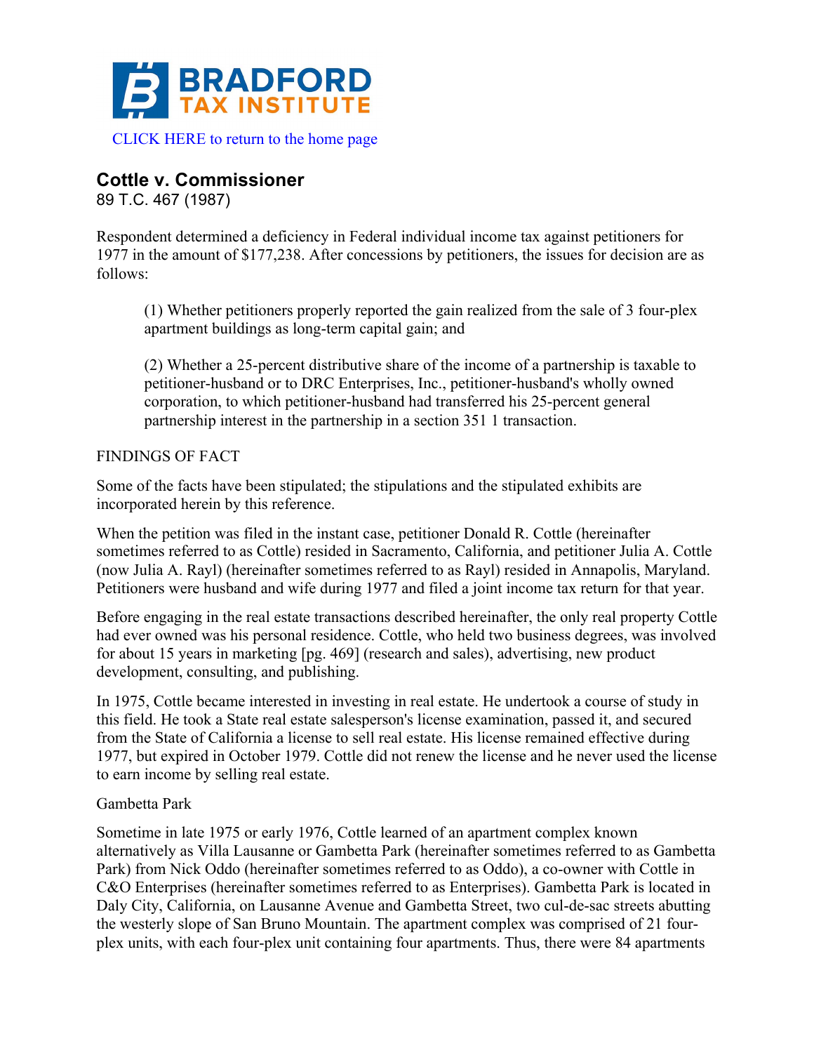**BRADFORD TAX INSTITUTE**

CLICK HERE to return to the home page

## Cottle v. Commissioner

89 T.C. 467 (1987)

Respondent determined a deficiency in Federal individual income tax against petitioners for 1977 in the amount of $177,238. After concessions by petitioners, the issues for decision are as follows:

> (1) Whether petitioners properly reported the gain realized from the sale of 3 four-plex apartment buildings as long-term capital gain; and
>
> (2) Whether a 25-percent distributive share of the income of a partnership is taxable to petitioner-husband or to DRC Enterprises, Inc., petitioner-husband's wholly owned corporation, to which petitioner-husband had transferred his 25-percent general partnership interest in the partnership in a section 351 1 transaction.

FINDINGS OF FACT

Some of the facts have been stipulated; the stipulations and the stipulated exhibits are incorporated herein by this reference.

When the petition was filed in the instant case, petitioner Donald R. Cottle (hereinafter sometimes referred to as Cottle) resided in Sacramento, California, and petitioner Julia A. Cottle (now Julia A. Rayl) (hereinafter sometimes referred to as Rayl) resided in Annapolis, Maryland. Petitioners were husband and wife during 1977 and filed a joint income tax return for that year.

Before engaging in the real estate transactions described hereinafter, the only real property Cottle had ever owned was his personal residence. Cottle, who held two business degrees, was involved for about 15 years in marketing [pg. 469] (research and sales), advertising, new product development, consulting, and publishing.

In 1975, Cottle became interested in investing in real estate. He undertook a course of study in this field. He took a State real estate salesperson's license examination, passed it, and secured from the State of California a license to sell real estate. His license remained effective during 1977, but expired in October 1979. Cottle did not renew the license and he never used the license to earn income by selling real estate.

Gambetta Park

Sometime in late 1975 or early 1976, Cottle learned of an apartment complex known alternatively as Villa Lausanne or Gambetta Park (hereinafter sometimes referred to as Gambetta Park) from Nick Oddo (hereinafter sometimes referred to as Oddo), a co-owner with Cottle in C&O Enterprises (hereinafter sometimes referred to as Enterprises). Gambetta Park is located in Daly City, California, on Lausanne Avenue and Gambetta Street, two cul-de-sac streets abutting the westerly slope of San Bruno Mountain. The apartment complex was comprised of 21 four-plex units, with each four-plex unit containing four apartments. Thus, there were 84 apartments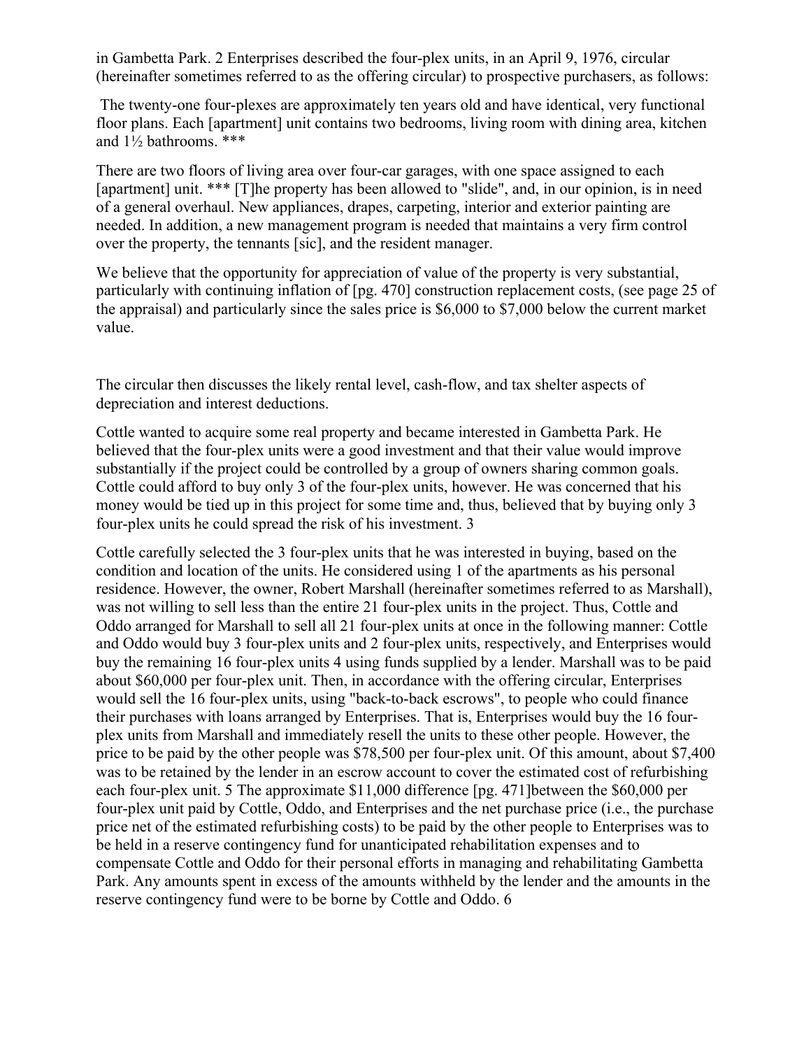in Gambetta Park. 2 Enterprises described the four-plex units, in an April 9, 1976, circular (hereinafter sometimes referred to as the offering circular) to prospective purchasers, as follows:

> The twenty-one four-plexes are approximately ten years old and have identical, very functional floor plans. Each [apartment] unit contains two bedrooms, living room with dining area, kitchen and 1½ bathrooms. ***
>
> There are two floors of living area over four-car garages, with one space assigned to each [apartment] unit. *** [T]he property has been allowed to "slide", and, in our opinion, is in need of a general overhaul. New appliances, drapes, carpeting, interior and exterior painting are needed. In addition, a new management program is needed that maintains a very firm control over the property, the tennants [sic], and the resident manager.
>
> We believe that the opportunity for appreciation of value of the property is very substantial, particularly with continuing inflation of [pg. 470] construction replacement costs, (see page 25 of the appraisal) and particularly since the sales price is $6,000 to $7,000 below the current market value.

The circular then discusses the likely rental level, cash-flow, and tax shelter aspects of depreciation and interest deductions.

Cottle wanted to acquire some real property and became interested in Gambetta Park. He believed that the four-plex units were a good investment and that their value would improve substantially if the project could be controlled by a group of owners sharing common goals. Cottle could afford to buy only 3 of the four-plex units, however. He was concerned that his money would be tied up in this project for some time and, thus, believed that by buying only 3 four-plex units he could spread the risk of his investment. 3

Cottle carefully selected the 3 four-plex units that he was interested in buying, based on the condition and location of the units. He considered using 1 of the apartments as his personal residence. However, the owner, Robert Marshall (hereinafter sometimes referred to as Marshall), was not willing to sell less than the entire 21 four-plex units in the project. Thus, Cottle and Oddo arranged for Marshall to sell all 21 four-plex units at once in the following manner: Cottle and Oddo would buy 3 four-plex units and 2 four-plex units, respectively, and Enterprises would buy the remaining 16 four-plex units 4 using funds supplied by a lender. Marshall was to be paid about $60,000 per four-plex unit. Then, in accordance with the offering circular, Enterprises would sell the 16 four-plex units, using "back-to-back escrows", to people who could finance their purchases with loans arranged by Enterprises. That is, Enterprises would buy the 16 four-plex units from Marshall and immediately resell the units to these other people. However, the price to be paid by the other people was $78,500 per four-plex unit. Of this amount, about $7,400 was to be retained by the lender in an escrow account to cover the estimated cost of refurbishing each four-plex unit. 5 The approximate $11,000 difference [pg. 471]between the $60,000 per four-plex unit paid by Cottle, Oddo, and Enterprises and the net purchase price (i.e., the purchase price net of the estimated refurbishing costs) to be paid by the other people to Enterprises was to be held in a reserve contingency fund for unanticipated rehabilitation expenses and to compensate Cottle and Oddo for their personal efforts in managing and rehabilitating Gambetta Park. Any amounts spent in excess of the amounts withheld by the lender and the amounts in the reserve contingency fund were to be borne by Cottle and Oddo. 6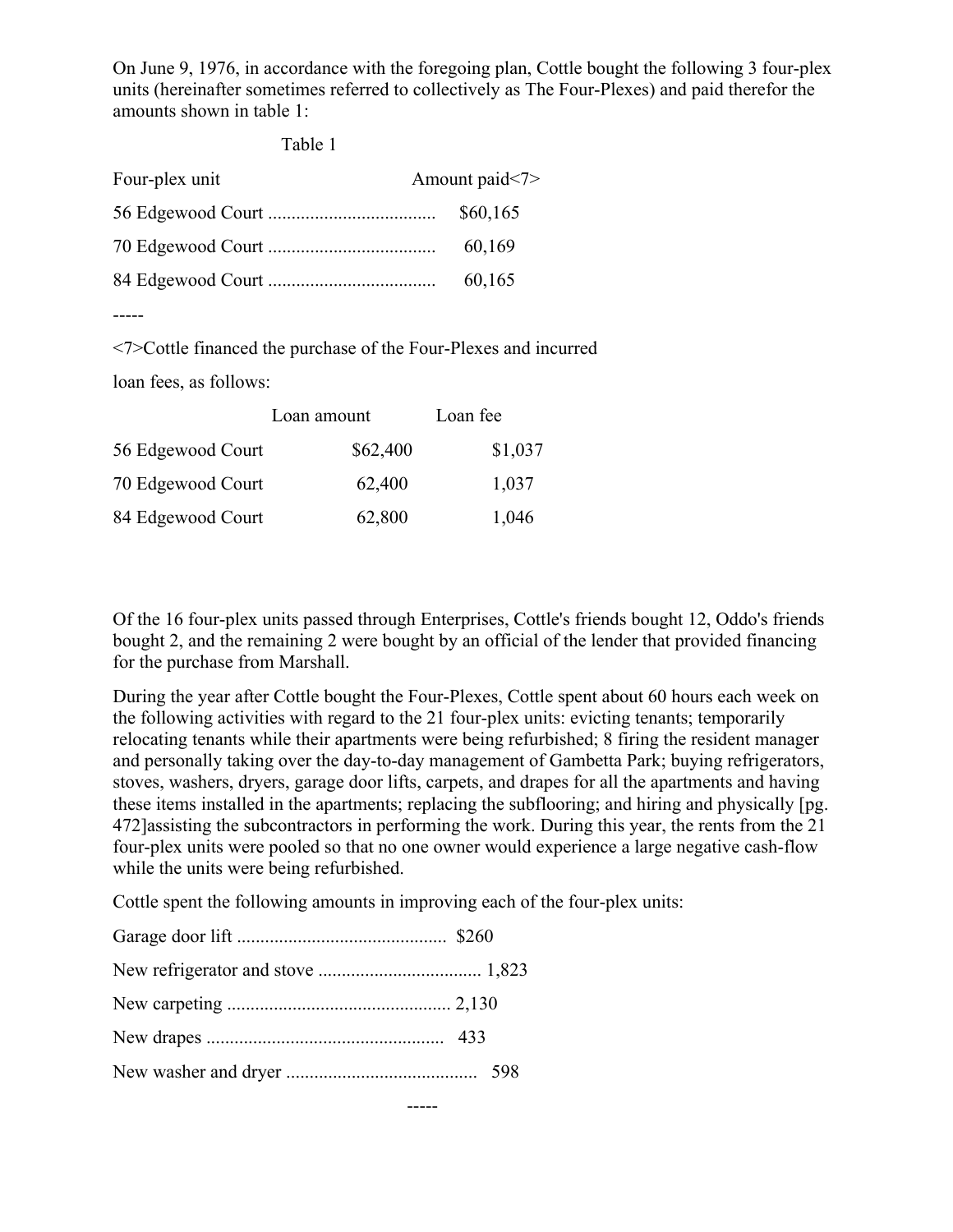On June 9, 1976, in accordance with the foregoing plan, Cottle bought the following 3 four-plex units (hereinafter sometimes referred to collectively as The Four-Plexes) and paid therefor the amounts shown in table 1:

Table 1

| Four-plex unit | Amount paid<7> |
|---|---|
| 56 Edgewood Court ................................... | $60,165 |
| 70 Edgewood Court ................................... | 60,169 |
| 84 Edgewood Court ................................... | 60,165 |

-----

<7>Cottle financed the purchase of the Four-Plexes and incurred

loan fees, as follows:

| | Loan amount | Loan fee |
|---|---|---|
| 56 Edgewood Court | $62,400 | $1,037 |
| 70 Edgewood Court | 62,400 | 1,037 |
| 84 Edgewood Court | 62,800 | 1,046 |

Of the 16 four-plex units passed through Enterprises, Cottle's friends bought 12, Oddo's friends bought 2, and the remaining 2 were bought by an official of the lender that provided financing for the purchase from Marshall.

During the year after Cottle bought the Four-Plexes, Cottle spent about 60 hours each week on the following activities with regard to the 21 four-plex units: evicting tenants; temporarily relocating tenants while their apartments were being refurbished; 8 firing the resident manager and personally taking over the day-to-day management of Gambetta Park; buying refrigerators, stoves, washers, dryers, garage door lifts, carpets, and drapes for all the apartments and having these items installed in the apartments; replacing the subflooring; and hiring and physically [pg. 472]assisting the subcontractors in performing the work. During this year, the rents from the 21 four-plex units were pooled so that no one owner would experience a large negative cash-flow while the units were being refurbished.

Cottle spent the following amounts in improving each of the four-plex units:

| | |
|---|---|
| Garage door lift ............................................ | $260 |
| New refrigerator and stove ................................... | 1,823 |
| New carpeting ................................................ | 2,130 |
| New drapes ................................................... | 433 |
| New washer and dryer ......................................... | 598 |

-----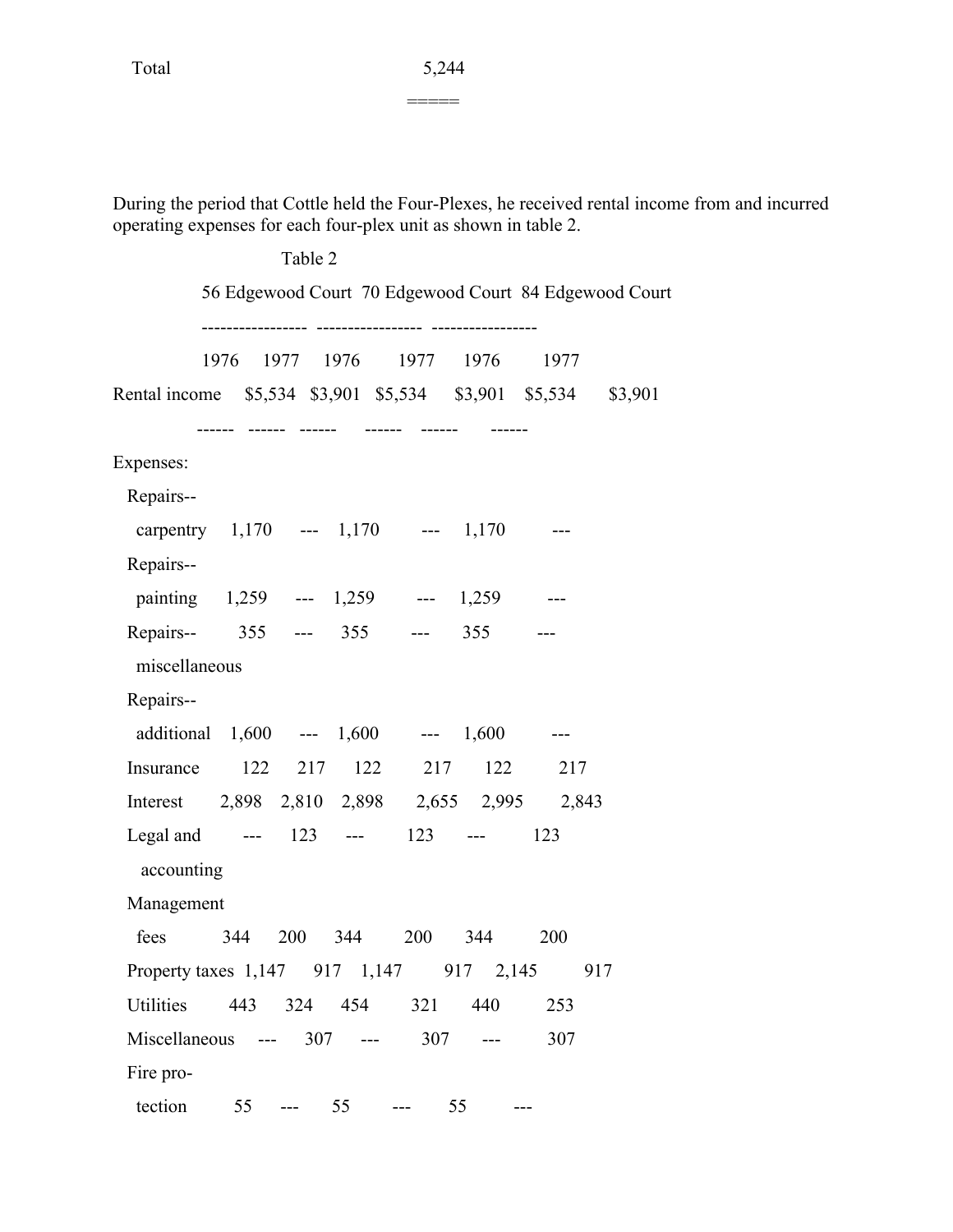| Total | 5,244 |
|---|---|
| | ===== |

During the period that Cottle held the Four-Plexes, he received rental income from and incurred operating expenses for each four-plex unit as shown in table 2.

Table 2

| | 56 Edgewood Court | | 70 Edgewood Court | | 84 Edgewood Court | |
|---|---|---|---|---|---|---|
| | 1976 | 1977 | 1976 | 1977 | 1976 | 1977 |
| Rental income | $5,534 | $3,901 | $5,534 | $3,901 | $5,534 | $3,901 |
| Expenses: | | | | | | |
| Repairs--carpentry | 1,170 | --- | 1,170 | --- | 1,170 | --- |
| Repairs--painting | 1,259 | --- | 1,259 | --- | 1,259 | --- |
| Repairs--miscellaneous | 355 | --- | 355 | --- | 355 | --- |
| Repairs--additional | 1,600 | --- | 1,600 | --- | 1,600 | --- |
| Insurance | 122 | 217 | 122 | 217 | 122 | 217 |
| Interest | 2,898 | 2,810 | 2,898 | 2,655 | 2,995 | 2,843 |
| Legal and accounting | --- | 123 | --- | 123 | --- | 123 |
| Management fees | 344 | 200 | 344 | 200 | 344 | 200 |
| Property taxes | 1,147 | 917 | 1,147 | 917 | 2,145 | 917 |
| Utilities | 443 | 324 | 454 | 321 | 440 | 253 |
| Miscellaneous | --- | 307 | --- | 307 | --- | 307 |
| Fire protection | 55 | --- | 55 | --- | 55 | --- |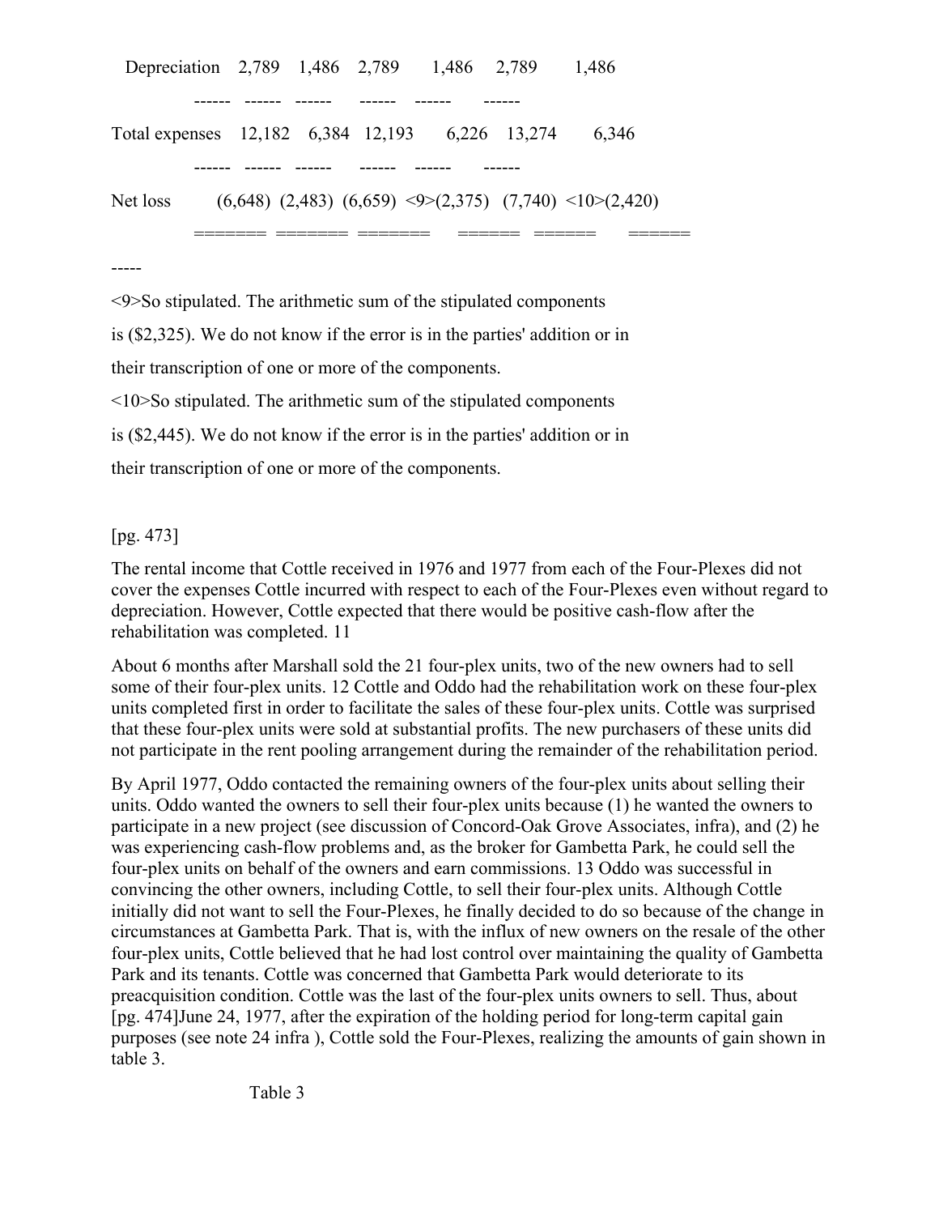| | | | | | | |
|---|---|---|---|---|---|---|
| Depreciation | 2,789 | 1,486 | 2,789 | 1,486 | 2,789 | 1,486 |
| Total expenses | 12,182 | 6,384 | 12,193 | 6,226 | 13,274 | 6,346 |
| Net loss | (6,648) | (2,483) | (6,659) | <9>(2,375) | (7,740) | <10>(2,420) |

-----

<9>So stipulated. The arithmetic sum of the stipulated components is ($2,325). We do not know if the error is in the parties' addition or in their transcription of one or more of the components.

<10>So stipulated. The arithmetic sum of the stipulated components is ($2,445). We do not know if the error is in the parties' addition or in their transcription of one or more of the components.

[pg. 473]

The rental income that Cottle received in 1976 and 1977 from each of the Four-Plexes did not cover the expenses Cottle incurred with respect to each of the Four-Plexes even without regard to depreciation. However, Cottle expected that there would be positive cash-flow after the rehabilitation was completed. 11

About 6 months after Marshall sold the 21 four-plex units, two of the new owners had to sell some of their four-plex units. 12 Cottle and Oddo had the rehabilitation work on these four-plex units completed first in order to facilitate the sales of these four-plex units. Cottle was surprised that these four-plex units were sold at substantial profits. The new purchasers of these units did not participate in the rent pooling arrangement during the remainder of the rehabilitation period.

By April 1977, Oddo contacted the remaining owners of the four-plex units about selling their units. Oddo wanted the owners to sell their four-plex units because (1) he wanted the owners to participate in a new project (see discussion of Concord-Oak Grove Associates, infra), and (2) he was experiencing cash-flow problems and, as the broker for Gambetta Park, he could sell the four-plex units on behalf of the owners and earn commissions. 13 Oddo was successful in convincing the other owners, including Cottle, to sell their four-plex units. Although Cottle initially did not want to sell the Four-Plexes, he finally decided to do so because of the change in circumstances at Gambetta Park. That is, with the influx of new owners on the resale of the other four-plex units, Cottle believed that he had lost control over maintaining the quality of Gambetta Park and its tenants. Cottle was concerned that Gambetta Park would deteriorate to its preacquisition condition. Cottle was the last of the four-plex units owners to sell. Thus, about [pg. 474]June 24, 1977, after the expiration of the holding period for long-term capital gain purposes (see note 24 infra ), Cottle sold the Four-Plexes, realizing the amounts of gain shown in table 3.

Table 3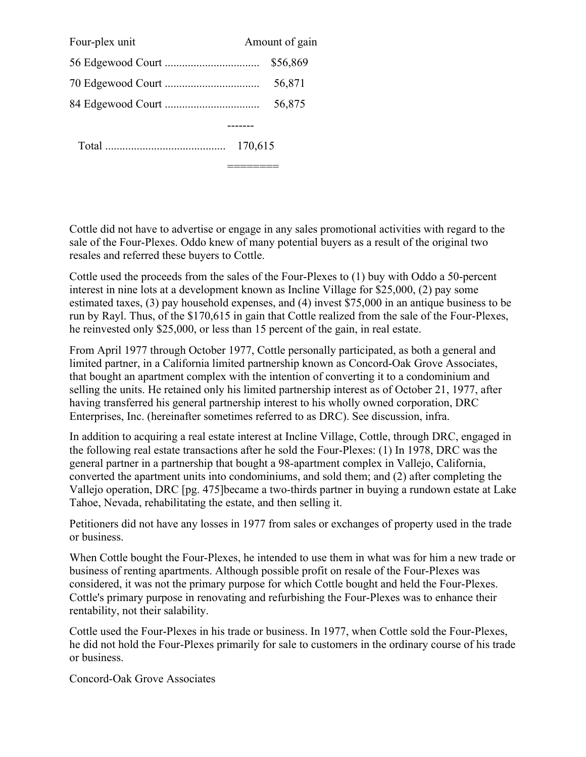| Four-plex unit | Amount of gain |
| --- | --- |
| 56 Edgewood Court ................................ | $56,869 |
| 70 Edgewood Court ................................ | 56,871 |
| 84 Edgewood Court ................................ | 56,875 |
| Total .......................................... | 170,615 |

Cottle did not have to advertise or engage in any sales promotional activities with regard to the sale of the Four-Plexes. Oddo knew of many potential buyers as a result of the original two resales and referred these buyers to Cottle.

Cottle used the proceeds from the sales of the Four-Plexes to (1) buy with Oddo a 50-percent interest in nine lots at a development known as Incline Village for $25,000, (2) pay some estimated taxes, (3) pay household expenses, and (4) invest $75,000 in an antique business to be run by Rayl. Thus, of the $170,615 in gain that Cottle realized from the sale of the Four-Plexes, he reinvested only $25,000, or less than 15 percent of the gain, in real estate.

From April 1977 through October 1977, Cottle personally participated, as both a general and limited partner, in a California limited partnership known as Concord-Oak Grove Associates, that bought an apartment complex with the intention of converting it to a condominium and selling the units. He retained only his limited partnership interest as of October 21, 1977, after having transferred his general partnership interest to his wholly owned corporation, DRC Enterprises, Inc. (hereinafter sometimes referred to as DRC). See discussion, infra.

In addition to acquiring a real estate interest at Incline Village, Cottle, through DRC, engaged in the following real estate transactions after he sold the Four-Plexes: (1) In 1978, DRC was the general partner in a partnership that bought a 98-apartment complex in Vallejo, California, converted the apartment units into condominiums, and sold them; and (2) after completing the Vallejo operation, DRC [pg. 475]became a two-thirds partner in buying a rundown estate at Lake Tahoe, Nevada, rehabilitating the estate, and then selling it.

Petitioners did not have any losses in 1977 from sales or exchanges of property used in the trade or business.

When Cottle bought the Four-Plexes, he intended to use them in what was for him a new trade or business of renting apartments. Although possible profit on resale of the Four-Plexes was considered, it was not the primary purpose for which Cottle bought and held the Four-Plexes. Cottle's primary purpose in renovating and refurbishing the Four-Plexes was to enhance their rentability, not their salability.

Cottle used the Four-Plexes in his trade or business. In 1977, when Cottle sold the Four-Plexes, he did not hold the Four-Plexes primarily for sale to customers in the ordinary course of his trade or business.

Concord-Oak Grove Associates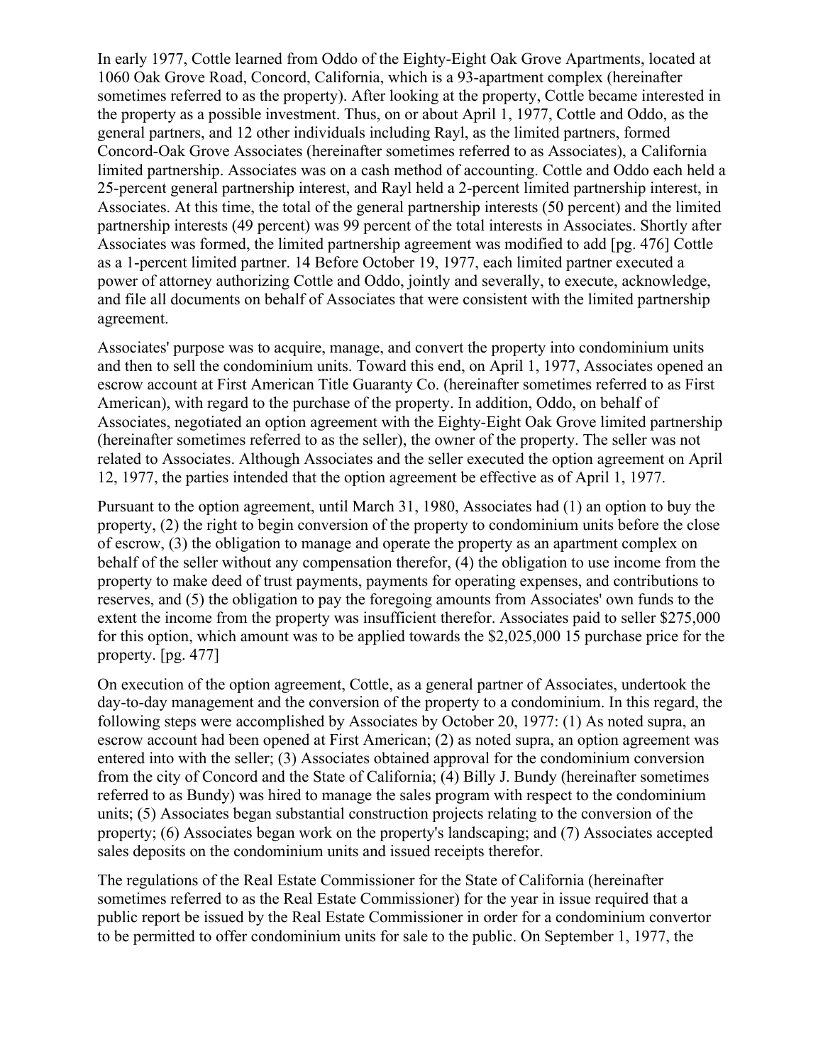In early 1977, Cottle learned from Oddo of the Eighty-Eight Oak Grove Apartments, located at 1060 Oak Grove Road, Concord, California, which is a 93-apartment complex (hereinafter sometimes referred to as the property). After looking at the property, Cottle became interested in the property as a possible investment. Thus, on or about April 1, 1977, Cottle and Oddo, as the general partners, and 12 other individuals including Rayl, as the limited partners, formed Concord-Oak Grove Associates (hereinafter sometimes referred to as Associates), a California limited partnership. Associates was on a cash method of accounting. Cottle and Oddo each held a 25-percent general partnership interest, and Rayl held a 2-percent limited partnership interest, in Associates. At this time, the total of the general partnership interests (50 percent) and the limited partnership interests (49 percent) was 99 percent of the total interests in Associates. Shortly after Associates was formed, the limited partnership agreement was modified to add [pg. 476] Cottle as a 1-percent limited partner. 14 Before October 19, 1977, each limited partner executed a power of attorney authorizing Cottle and Oddo, jointly and severally, to execute, acknowledge, and file all documents on behalf of Associates that were consistent with the limited partnership agreement.

Associates' purpose was to acquire, manage, and convert the property into condominium units and then to sell the condominium units. Toward this end, on April 1, 1977, Associates opened an escrow account at First American Title Guaranty Co. (hereinafter sometimes referred to as First American), with regard to the purchase of the property. In addition, Oddo, on behalf of Associates, negotiated an option agreement with the Eighty-Eight Oak Grove limited partnership (hereinafter sometimes referred to as the seller), the owner of the property. The seller was not related to Associates. Although Associates and the seller executed the option agreement on April 12, 1977, the parties intended that the option agreement be effective as of April 1, 1977.

Pursuant to the option agreement, until March 31, 1980, Associates had (1) an option to buy the property, (2) the right to begin conversion of the property to condominium units before the close of escrow, (3) the obligation to manage and operate the property as an apartment complex on behalf of the seller without any compensation therefor, (4) the obligation to use income from the property to make deed of trust payments, payments for operating expenses, and contributions to reserves, and (5) the obligation to pay the foregoing amounts from Associates' own funds to the extent the income from the property was insufficient therefor. Associates paid to seller $275,000 for this option, which amount was to be applied towards the $2,025,000 15 purchase price for the property. [pg. 477]

On execution of the option agreement, Cottle, as a general partner of Associates, undertook the day-to-day management and the conversion of the property to a condominium. In this regard, the following steps were accomplished by Associates by October 20, 1977: (1) As noted supra, an escrow account had been opened at First American; (2) as noted supra, an option agreement was entered into with the seller; (3) Associates obtained approval for the condominium conversion from the city of Concord and the State of California; (4) Billy J. Bundy (hereinafter sometimes referred to as Bundy) was hired to manage the sales program with respect to the condominium units; (5) Associates began substantial construction projects relating to the conversion of the property; (6) Associates began work on the property's landscaping; and (7) Associates accepted sales deposits on the condominium units and issued receipts therefor.

The regulations of the Real Estate Commissioner for the State of California (hereinafter sometimes referred to as the Real Estate Commissioner) for the year in issue required that a public report be issued by the Real Estate Commissioner in order for a condominium convertor to be permitted to offer condominium units for sale to the public. On September 1, 1977, the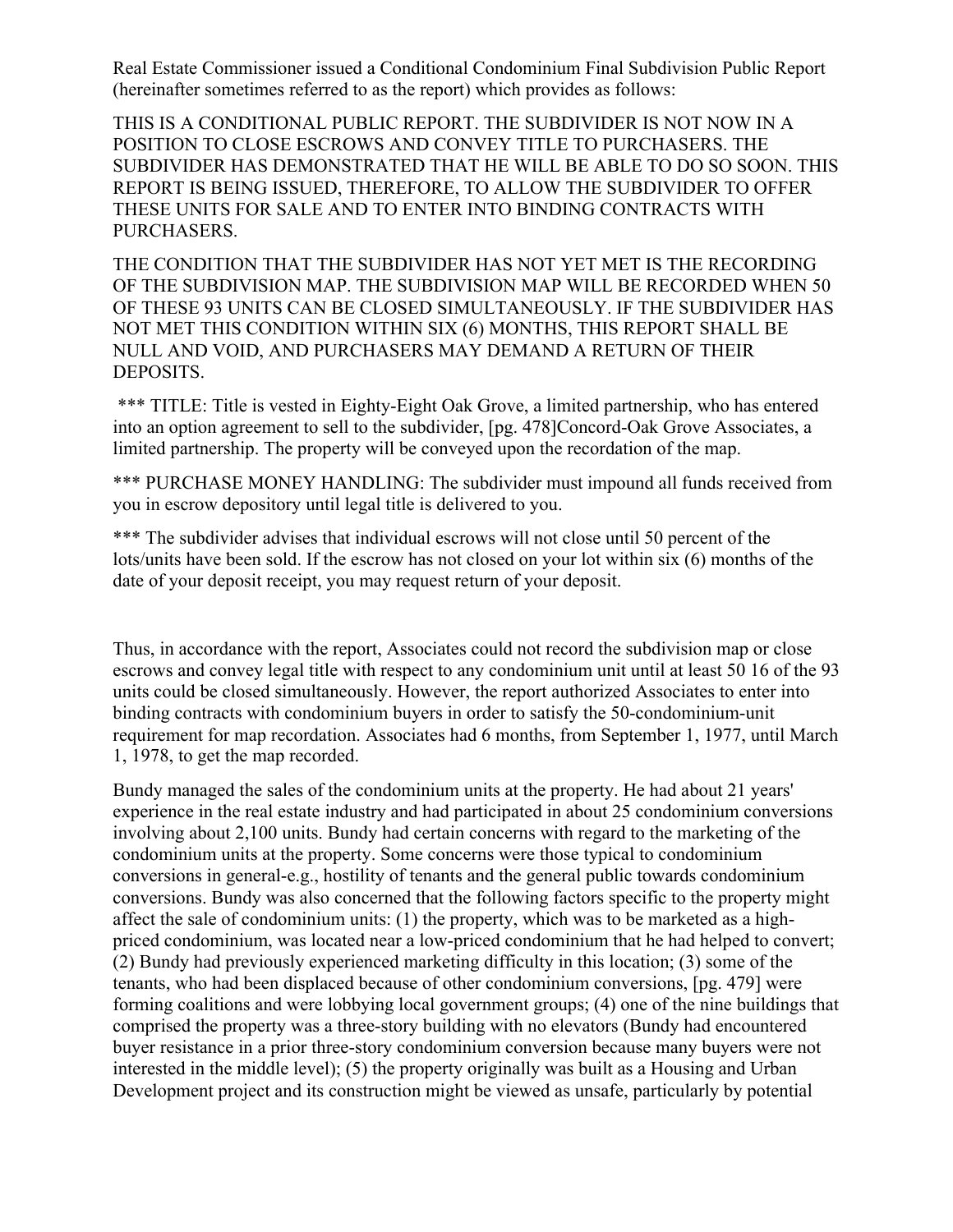Real Estate Commissioner issued a Conditional Condominium Final Subdivision Public Report (hereinafter sometimes referred to as the report) which provides as follows:

THIS IS A CONDITIONAL PUBLIC REPORT. THE SUBDIVIDER IS NOT NOW IN A POSITION TO CLOSE ESCROWS AND CONVEY TITLE TO PURCHASERS. THE SUBDIVIDER HAS DEMONSTRATED THAT HE WILL BE ABLE TO DO SO SOON. THIS REPORT IS BEING ISSUED, THEREFORE, TO ALLOW THE SUBDIVIDER TO OFFER THESE UNITS FOR SALE AND TO ENTER INTO BINDING CONTRACTS WITH PURCHASERS.

THE CONDITION THAT THE SUBDIVIDER HAS NOT YET MET IS THE RECORDING OF THE SUBDIVISION MAP. THE SUBDIVISION MAP WILL BE RECORDED WHEN 50 OF THESE 93 UNITS CAN BE CLOSED SIMULTANEOUSLY. IF THE SUBDIVIDER HAS NOT MET THIS CONDITION WITHIN SIX (6) MONTHS, THIS REPORT SHALL BE NULL AND VOID, AND PURCHASERS MAY DEMAND A RETURN OF THEIR DEPOSITS.

*** TITLE: Title is vested in Eighty-Eight Oak Grove, a limited partnership, who has entered into an option agreement to sell to the subdivider, [pg. 478]Concord-Oak Grove Associates, a limited partnership. The property will be conveyed upon the recordation of the map.

*** PURCHASE MONEY HANDLING: The subdivider must impound all funds received from you in escrow depository until legal title is delivered to you.

*** The subdivider advises that individual escrows will not close until 50 percent of the lots/units have been sold. If the escrow has not closed on your lot within six (6) months of the date of your deposit receipt, you may request return of your deposit.

Thus, in accordance with the report, Associates could not record the subdivision map or close escrows and convey legal title with respect to any condominium unit until at least 50 16 of the 93 units could be closed simultaneously. However, the report authorized Associates to enter into binding contracts with condominium buyers in order to satisfy the 50-condominium-unit requirement for map recordation. Associates had 6 months, from September 1, 1977, until March 1, 1978, to get the map recorded.

Bundy managed the sales of the condominium units at the property. He had about 21 years' experience in the real estate industry and had participated in about 25 condominium conversions involving about 2,100 units. Bundy had certain concerns with regard to the marketing of the condominium units at the property. Some concerns were those typical to condominium conversions in general-e.g., hostility of tenants and the general public towards condominium conversions. Bundy was also concerned that the following factors specific to the property might affect the sale of condominium units: (1) the property, which was to be marketed as a high-priced condominium, was located near a low-priced condominium that he had helped to convert; (2) Bundy had previously experienced marketing difficulty in this location; (3) some of the tenants, who had been displaced because of other condominium conversions, [pg. 479] were forming coalitions and were lobbying local government groups; (4) one of the nine buildings that comprised the property was a three-story building with no elevators (Bundy had encountered buyer resistance in a prior three-story condominium conversion because many buyers were not interested in the middle level); (5) the property originally was built as a Housing and Urban Development project and its construction might be viewed as unsafe, particularly by potential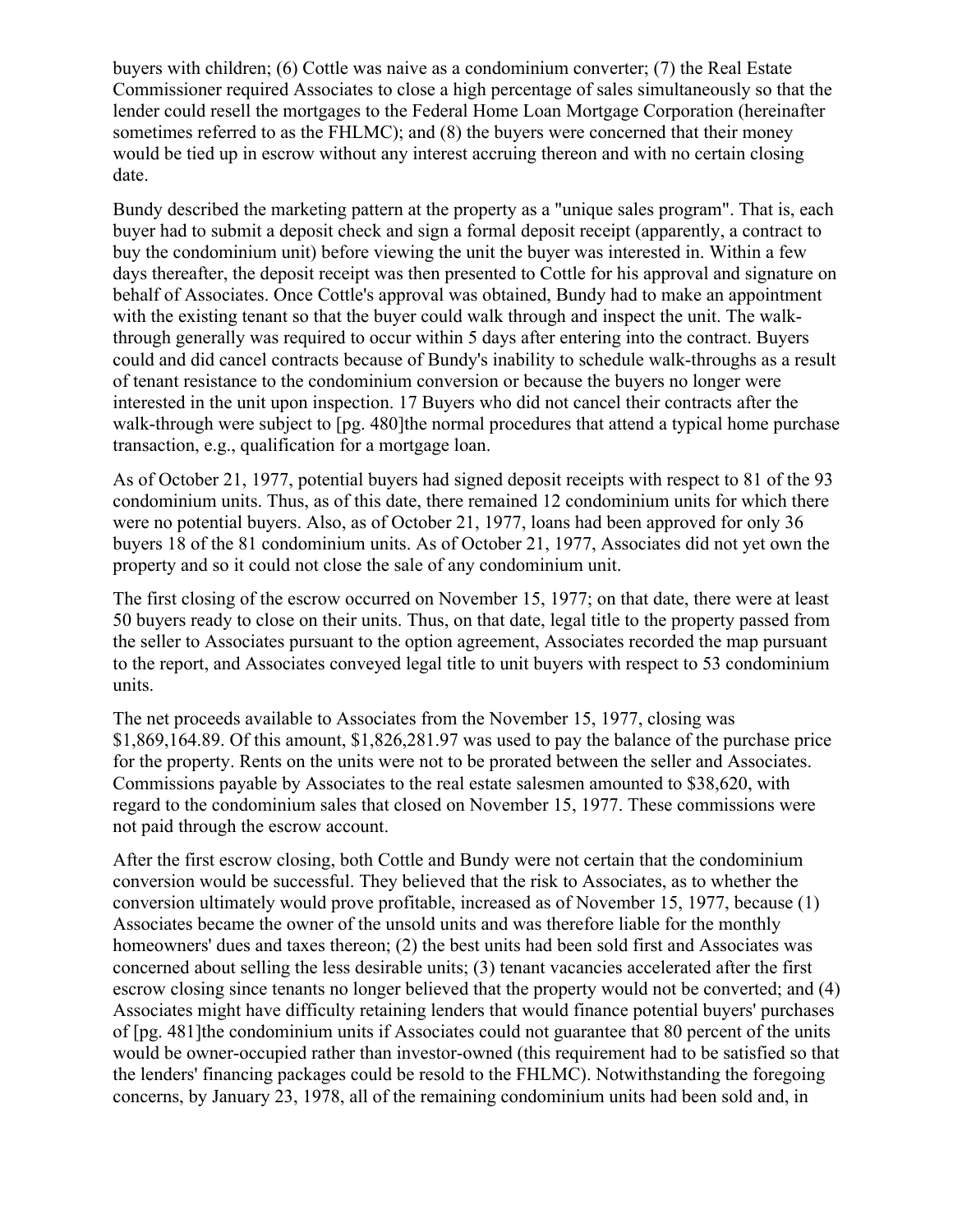buyers with children; (6) Cottle was naive as a condominium converter; (7) the Real Estate Commissioner required Associates to close a high percentage of sales simultaneously so that the lender could resell the mortgages to the Federal Home Loan Mortgage Corporation (hereinafter sometimes referred to as the FHLMC); and (8) the buyers were concerned that their money would be tied up in escrow without any interest accruing thereon and with no certain closing date.

Bundy described the marketing pattern at the property as a "unique sales program". That is, each buyer had to submit a deposit check and sign a formal deposit receipt (apparently, a contract to buy the condominium unit) before viewing the unit the buyer was interested in. Within a few days thereafter, the deposit receipt was then presented to Cottle for his approval and signature on behalf of Associates. Once Cottle's approval was obtained, Bundy had to make an appointment with the existing tenant so that the buyer could walk through and inspect the unit. The walk-through generally was required to occur within 5 days after entering into the contract. Buyers could and did cancel contracts because of Bundy's inability to schedule walk-throughs as a result of tenant resistance to the condominium conversion or because the buyers no longer were interested in the unit upon inspection. 17 Buyers who did not cancel their contracts after the walk-through were subject to [pg. 480]the normal procedures that attend a typical home purchase transaction, e.g., qualification for a mortgage loan.

As of October 21, 1977, potential buyers had signed deposit receipts with respect to 81 of the 93 condominium units. Thus, as of this date, there remained 12 condominium units for which there were no potential buyers. Also, as of October 21, 1977, loans had been approved for only 36 buyers 18 of the 81 condominium units. As of October 21, 1977, Associates did not yet own the property and so it could not close the sale of any condominium unit.

The first closing of the escrow occurred on November 15, 1977; on that date, there were at least 50 buyers ready to close on their units. Thus, on that date, legal title to the property passed from the seller to Associates pursuant to the option agreement, Associates recorded the map pursuant to the report, and Associates conveyed legal title to unit buyers with respect to 53 condominium units.

The net proceeds available to Associates from the November 15, 1977, closing was $1,869,164.89. Of this amount, $1,826,281.97 was used to pay the balance of the purchase price for the property. Rents on the units were not to be prorated between the seller and Associates. Commissions payable by Associates to the real estate salesmen amounted to $38,620, with regard to the condominium sales that closed on November 15, 1977. These commissions were not paid through the escrow account.

After the first escrow closing, both Cottle and Bundy were not certain that the condominium conversion would be successful. They believed that the risk to Associates, as to whether the conversion ultimately would prove profitable, increased as of November 15, 1977, because (1) Associates became the owner of the unsold units and was therefore liable for the monthly homeowners' dues and taxes thereon; (2) the best units had been sold first and Associates was concerned about selling the less desirable units; (3) tenant vacancies accelerated after the first escrow closing since tenants no longer believed that the property would not be converted; and (4) Associates might have difficulty retaining lenders that would finance potential buyers' purchases of [pg. 481]the condominium units if Associates could not guarantee that 80 percent of the units would be owner-occupied rather than investor-owned (this requirement had to be satisfied so that the lenders' financing packages could be resold to the FHLMC). Notwithstanding the foregoing concerns, by January 23, 1978, all of the remaining condominium units had been sold and, in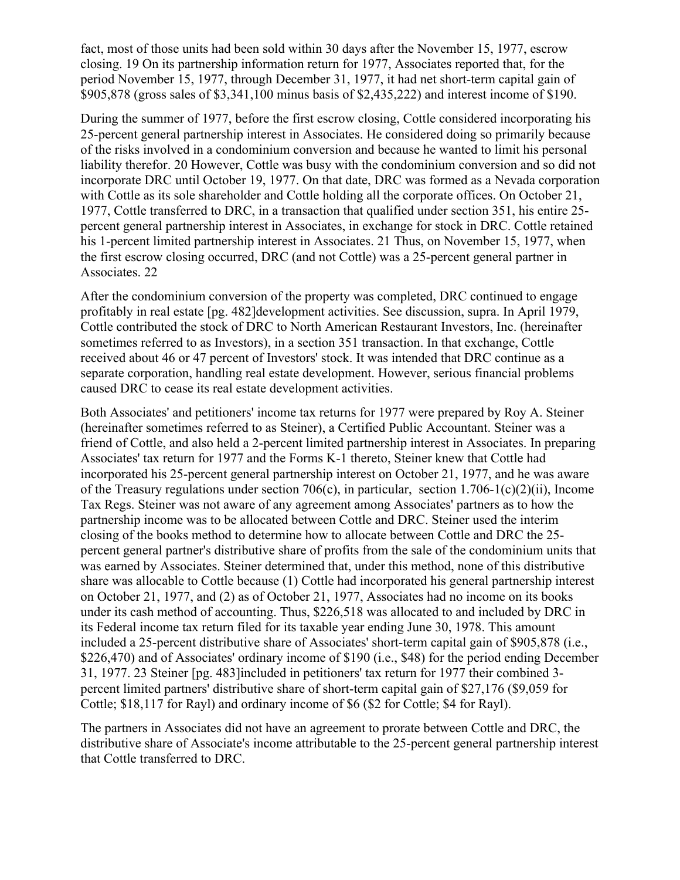fact, most of those units had been sold within 30 days after the November 15, 1977, escrow closing. 19 On its partnership information return for 1977, Associates reported that, for the period November 15, 1977, through December 31, 1977, it had net short-term capital gain of $905,878 (gross sales of $3,341,100 minus basis of $2,435,222) and interest income of $190.

During the summer of 1977, before the first escrow closing, Cottle considered incorporating his 25-percent general partnership interest in Associates. He considered doing so primarily because of the risks involved in a condominium conversion and because he wanted to limit his personal liability therefor. 20 However, Cottle was busy with the condominium conversion and so did not incorporate DRC until October 19, 1977. On that date, DRC was formed as a Nevada corporation with Cottle as its sole shareholder and Cottle holding all the corporate offices. On October 21, 1977, Cottle transferred to DRC, in a transaction that qualified under section 351, his entire 25-percent general partnership interest in Associates, in exchange for stock in DRC. Cottle retained his 1-percent limited partnership interest in Associates. 21 Thus, on November 15, 1977, when the first escrow closing occurred, DRC (and not Cottle) was a 25-percent general partner in Associates. 22

After the condominium conversion of the property was completed, DRC continued to engage profitably in real estate [pg. 482]development activities. See discussion, supra. In April 1979, Cottle contributed the stock of DRC to North American Restaurant Investors, Inc. (hereinafter sometimes referred to as Investors), in a section 351 transaction. In that exchange, Cottle received about 46 or 47 percent of Investors' stock. It was intended that DRC continue as a separate corporation, handling real estate development. However, serious financial problems caused DRC to cease its real estate development activities.

Both Associates' and petitioners' income tax returns for 1977 were prepared by Roy A. Steiner (hereinafter sometimes referred to as Steiner), a Certified Public Accountant. Steiner was a friend of Cottle, and also held a 2-percent limited partnership interest in Associates. In preparing Associates' tax return for 1977 and the Forms K-1 thereto, Steiner knew that Cottle had incorporated his 25-percent general partnership interest on October 21, 1977, and he was aware of the Treasury regulations under section 706(c), in particular, section 1.706-1(c)(2)(ii), Income Tax Regs. Steiner was not aware of any agreement among Associates' partners as to how the partnership income was to be allocated between Cottle and DRC. Steiner used the interim closing of the books method to determine how to allocate between Cottle and DRC the 25-percent general partner's distributive share of profits from the sale of the condominium units that was earned by Associates. Steiner determined that, under this method, none of this distributive share was allocable to Cottle because (1) Cottle had incorporated his general partnership interest on October 21, 1977, and (2) as of October 21, 1977, Associates had no income on its books under its cash method of accounting. Thus, $226,518 was allocated to and included by DRC in its Federal income tax return filed for its taxable year ending June 30, 1978. This amount included a 25-percent distributive share of Associates' short-term capital gain of $905,878 (i.e., $226,470) and of Associates' ordinary income of $190 (i.e., $48) for the period ending December 31, 1977. 23 Steiner [pg. 483]included in petitioners' tax return for 1977 their combined 3-percent limited partners' distributive share of short-term capital gain of $27,176 ($9,059 for Cottle; $18,117 for Rayl) and ordinary income of $6 ($2 for Cottle; $4 for Rayl).

The partners in Associates did not have an agreement to prorate between Cottle and DRC, the distributive share of Associate's income attributable to the 25-percent general partnership interest that Cottle transferred to DRC.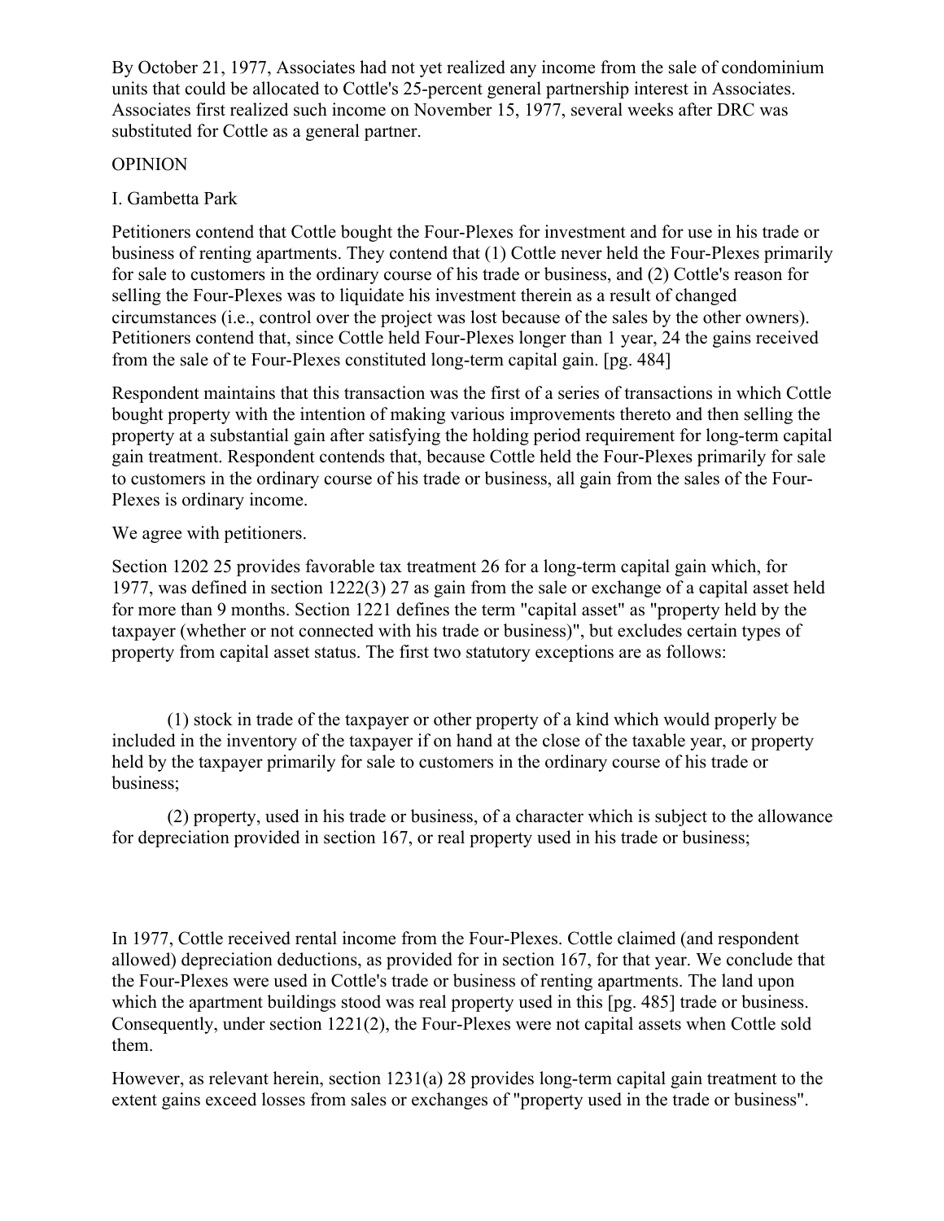By October 21, 1977, Associates had not yet realized any income from the sale of condominium units that could be allocated to Cottle's 25-percent general partnership interest in Associates. Associates first realized such income on November 15, 1977, several weeks after DRC was substituted for Cottle as a general partner.

OPINION

I. Gambetta Park

Petitioners contend that Cottle bought the Four-Plexes for investment and for use in his trade or business of renting apartments. They contend that (1) Cottle never held the Four-Plexes primarily for sale to customers in the ordinary course of his trade or business, and (2) Cottle's reason for selling the Four-Plexes was to liquidate his investment therein as a result of changed circumstances (i.e., control over the project was lost because of the sales by the other owners). Petitioners contend that, since Cottle held Four-Plexes longer than 1 year, 24 the gains received from the sale of te Four-Plexes constituted long-term capital gain. [pg. 484]

Respondent maintains that this transaction was the first of a series of transactions in which Cottle bought property with the intention of making various improvements thereto and then selling the property at a substantial gain after satisfying the holding period requirement for long-term capital gain treatment. Respondent contends that, because Cottle held the Four-Plexes primarily for sale to customers in the ordinary course of his trade or business, all gain from the sales of the Four-Plexes is ordinary income.

We agree with petitioners.

Section 1202 25 provides favorable tax treatment 26 for a long-term capital gain which, for 1977, was defined in section 1222(3) 27 as gain from the sale or exchange of a capital asset held for more than 9 months. Section 1221 defines the term "capital asset" as "property held by the taxpayer (whether or not connected with his trade or business)", but excludes certain types of property from capital asset status. The first two statutory exceptions are as follows:

> (1) stock in trade of the taxpayer or other property of a kind which would properly be included in the inventory of the taxpayer if on hand at the close of the taxable year, or property held by the taxpayer primarily for sale to customers in the ordinary course of his trade or business;
>
> (2) property, used in his trade or business, of a character which is subject to the allowance for depreciation provided in section 167, or real property used in his trade or business;

In 1977, Cottle received rental income from the Four-Plexes. Cottle claimed (and respondent allowed) depreciation deductions, as provided for in section 167, for that year. We conclude that the Four-Plexes were used in Cottle's trade or business of renting apartments. The land upon which the apartment buildings stood was real property used in this [pg. 485] trade or business. Consequently, under section 1221(2), the Four-Plexes were not capital assets when Cottle sold them.

However, as relevant herein, section 1231(a) 28 provides long-term capital gain treatment to the extent gains exceed losses from sales or exchanges of "property used in the trade or business".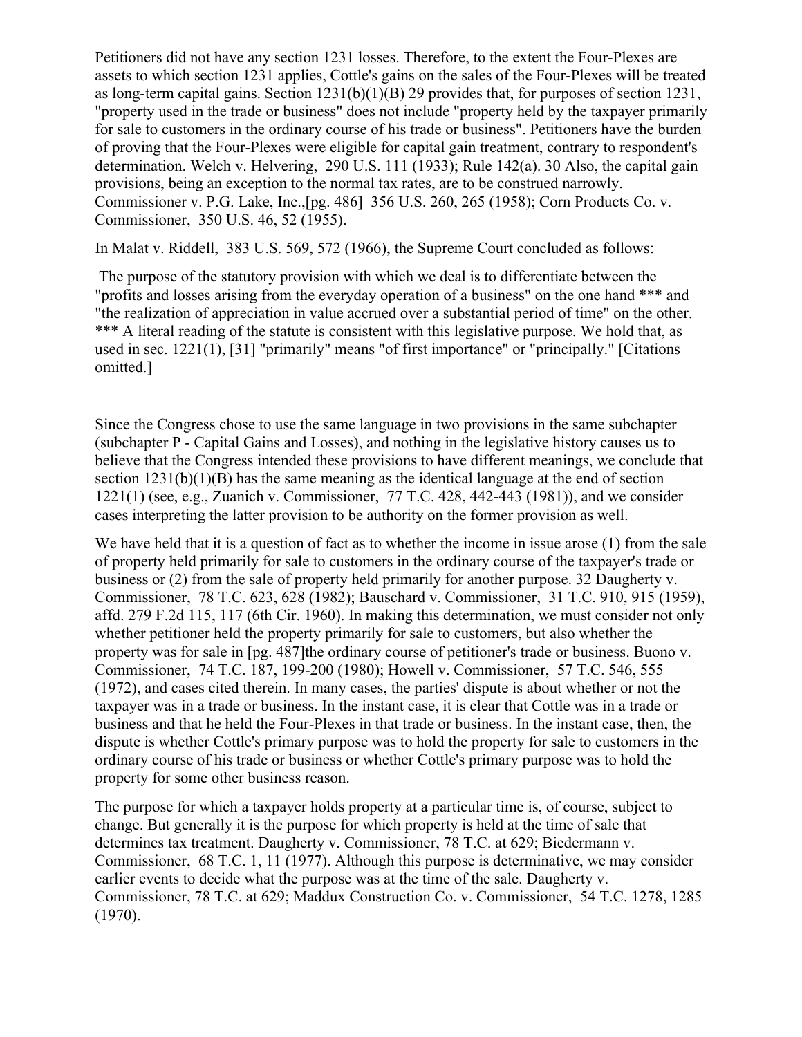Petitioners did not have any section 1231 losses. Therefore, to the extent the Four-Plexes are assets to which section 1231 applies, Cottle's gains on the sales of the Four-Plexes will be treated as long-term capital gains. Section 1231(b)(1)(B) 29 provides that, for purposes of section 1231, "property used in the trade or business" does not include "property held by the taxpayer primarily for sale to customers in the ordinary course of his trade or business". Petitioners have the burden of proving that the Four-Plexes were eligible for capital gain treatment, contrary to respondent's determination. Welch v. Helvering, 290 U.S. 111 (1933); Rule 142(a). 30 Also, the capital gain provisions, being an exception to the normal tax rates, are to be construed narrowly. Commissioner v. P.G. Lake, Inc.,[pg. 486] 356 U.S. 260, 265 (1958); Corn Products Co. v. Commissioner, 350 U.S. 46, 52 (1955).

In Malat v. Riddell, 383 U.S. 569, 572 (1966), the Supreme Court concluded as follows:

> The purpose of the statutory provision with which we deal is to differentiate between the "profits and losses arising from the everyday operation of a business" on the one hand *** and "the realization of appreciation in value accrued over a substantial period of time" on the other. *** A literal reading of the statute is consistent with this legislative purpose. We hold that, as used in sec. 1221(1), [31] "primarily" means "of first importance" or "principally." [Citations omitted.]

Since the Congress chose to use the same language in two provisions in the same subchapter (subchapter P - Capital Gains and Losses), and nothing in the legislative history causes us to believe that the Congress intended these provisions to have different meanings, we conclude that section 1231(b)(1)(B) has the same meaning as the identical language at the end of section 1221(1) (see, e.g., Zuanich v. Commissioner, 77 T.C. 428, 442-443 (1981)), and we consider cases interpreting the latter provision to be authority on the former provision as well.

We have held that it is a question of fact as to whether the income in issue arose (1) from the sale of property held primarily for sale to customers in the ordinary course of the taxpayer's trade or business or (2) from the sale of property held primarily for another purpose. 32 Daugherty v. Commissioner, 78 T.C. 623, 628 (1982); Bauschard v. Commissioner, 31 T.C. 910, 915 (1959), affd. 279 F.2d 115, 117 (6th Cir. 1960). In making this determination, we must consider not only whether petitioner held the property primarily for sale to customers, but also whether the property was for sale in [pg. 487]the ordinary course of petitioner's trade or business. Buono v. Commissioner, 74 T.C. 187, 199-200 (1980); Howell v. Commissioner, 57 T.C. 546, 555 (1972), and cases cited therein. In many cases, the parties' dispute is about whether or not the taxpayer was in a trade or business. In the instant case, it is clear that Cottle was in a trade or business and that he held the Four-Plexes in that trade or business. In the instant case, then, the dispute is whether Cottle's primary purpose was to hold the property for sale to customers in the ordinary course of his trade or business or whether Cottle's primary purpose was to hold the property for some other business reason.

The purpose for which a taxpayer holds property at a particular time is, of course, subject to change. But generally it is the purpose for which property is held at the time of sale that determines tax treatment. Daugherty v. Commissioner, 78 T.C. at 629; Biedermann v. Commissioner, 68 T.C. 1, 11 (1977). Although this purpose is determinative, we may consider earlier events to decide what the purpose was at the time of the sale. Daugherty v. Commissioner, 78 T.C. at 629; Maddux Construction Co. v. Commissioner, 54 T.C. 1278, 1285 (1970).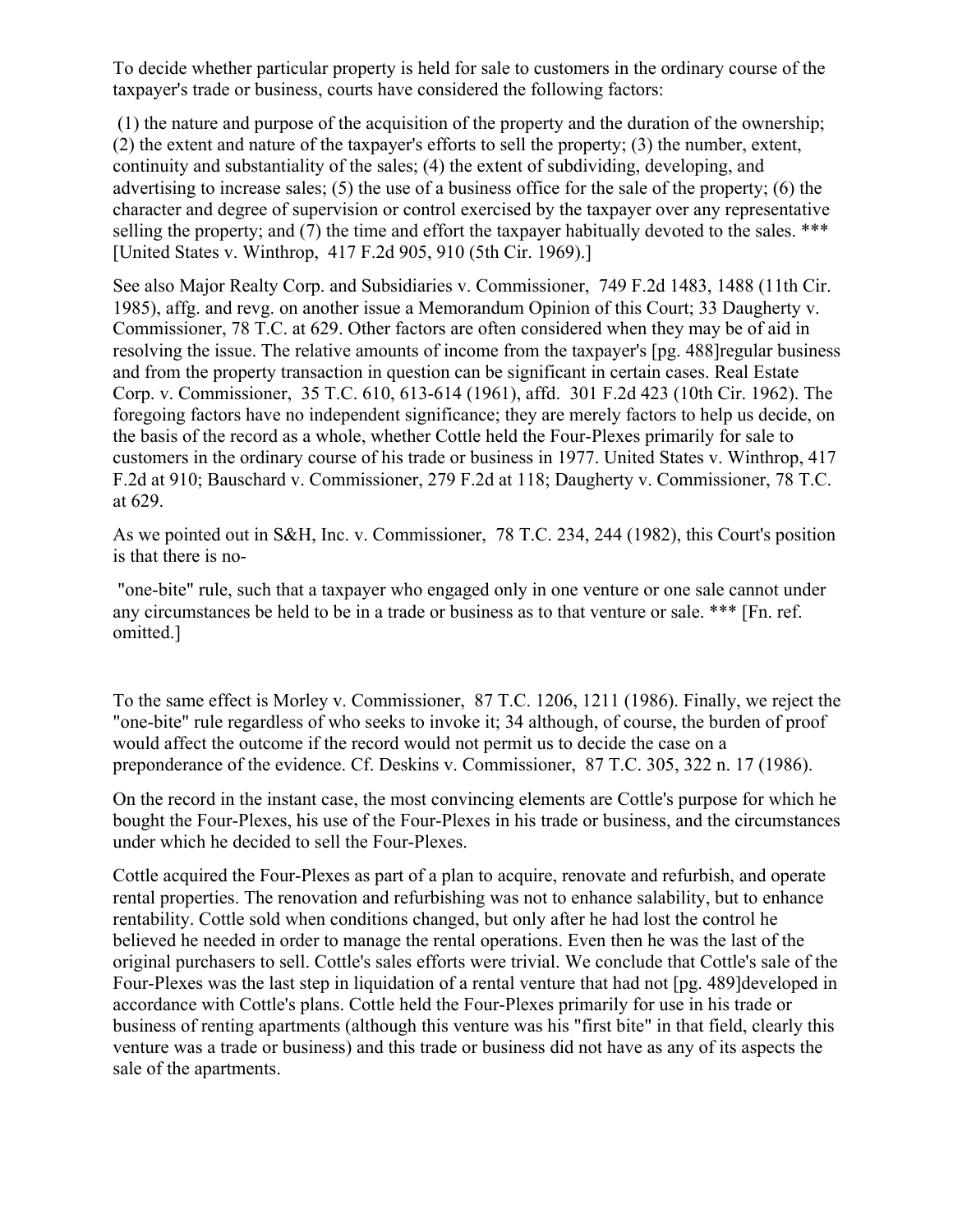To decide whether particular property is held for sale to customers in the ordinary course of the taxpayer's trade or business, courts have considered the following factors:

(1) the nature and purpose of the acquisition of the property and the duration of the ownership; (2) the extent and nature of the taxpayer's efforts to sell the property; (3) the number, extent, continuity and substantiality of the sales; (4) the extent of subdividing, developing, and advertising to increase sales; (5) the use of a business office for the sale of the property; (6) the character and degree of supervision or control exercised by the taxpayer over any representative selling the property; and (7) the time and effort the taxpayer habitually devoted to the sales. *** [United States v. Winthrop, 417 F.2d 905, 910 (5th Cir. 1969).]

See also Major Realty Corp. and Subsidiaries v. Commissioner, 749 F.2d 1483, 1488 (11th Cir. 1985), affg. and revg. on another issue a Memorandum Opinion of this Court; 33 Daugherty v. Commissioner, 78 T.C. at 629. Other factors are often considered when they may be of aid in resolving the issue. The relative amounts of income from the taxpayer's [pg. 488]regular business and from the property transaction in question can be significant in certain cases. Real Estate Corp. v. Commissioner, 35 T.C. 610, 613-614 (1961), affd. 301 F.2d 423 (10th Cir. 1962). The foregoing factors have no independent significance; they are merely factors to help us decide, on the basis of the record as a whole, whether Cottle held the Four-Plexes primarily for sale to customers in the ordinary course of his trade or business in 1977. United States v. Winthrop, 417 F.2d at 910; Bauschard v. Commissioner, 279 F.2d at 118; Daugherty v. Commissioner, 78 T.C. at 629.

As we pointed out in S&H, Inc. v. Commissioner, 78 T.C. 234, 244 (1982), this Court's position is that there is no-

"one-bite" rule, such that a taxpayer who engaged only in one venture or one sale cannot under any circumstances be held to be in a trade or business as to that venture or sale. *** [Fn. ref. omitted.]

To the same effect is Morley v. Commissioner, 87 T.C. 1206, 1211 (1986). Finally, we reject the "one-bite" rule regardless of who seeks to invoke it; 34 although, of course, the burden of proof would affect the outcome if the record would not permit us to decide the case on a preponderance of the evidence. Cf. Deskins v. Commissioner, 87 T.C. 305, 322 n. 17 (1986).

On the record in the instant case, the most convincing elements are Cottle's purpose for which he bought the Four-Plexes, his use of the Four-Plexes in his trade or business, and the circumstances under which he decided to sell the Four-Plexes.

Cottle acquired the Four-Plexes as part of a plan to acquire, renovate and refurbish, and operate rental properties. The renovation and refurbishing was not to enhance salability, but to enhance rentability. Cottle sold when conditions changed, but only after he had lost the control he believed he needed in order to manage the rental operations. Even then he was the last of the original purchasers to sell. Cottle's sales efforts were trivial. We conclude that Cottle's sale of the Four-Plexes was the last step in liquidation of a rental venture that had not [pg. 489]developed in accordance with Cottle's plans. Cottle held the Four-Plexes primarily for use in his trade or business of renting apartments (although this venture was his "first bite" in that field, clearly this venture was a trade or business) and this trade or business did not have as any of its aspects the sale of the apartments.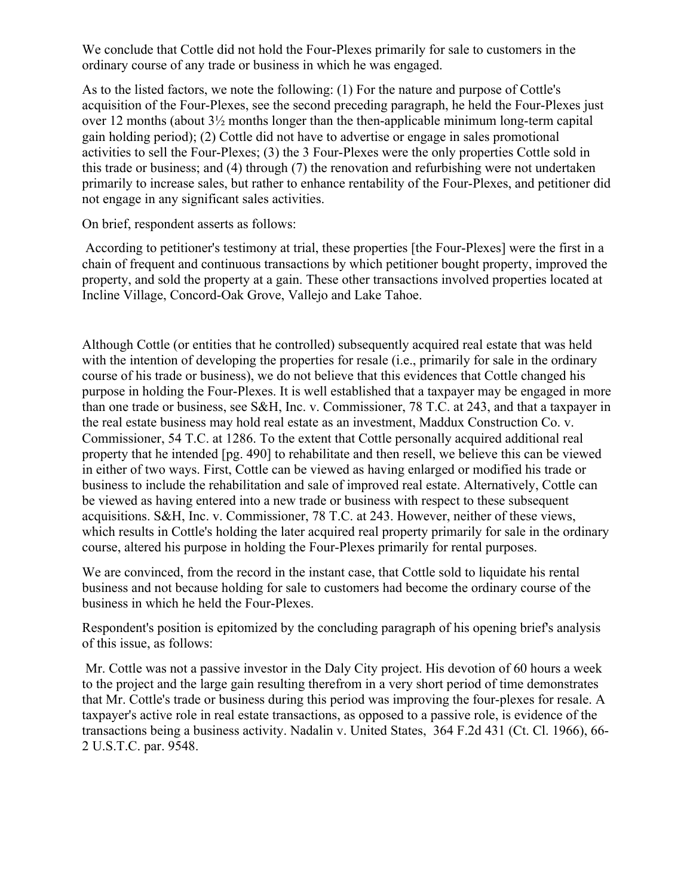We conclude that Cottle did not hold the Four-Plexes primarily for sale to customers in the ordinary course of any trade or business in which he was engaged.

As to the listed factors, we note the following: (1) For the nature and purpose of Cottle's acquisition of the Four-Plexes, see the second preceding paragraph, he held the Four-Plexes just over 12 months (about 3½ months longer than the then-applicable minimum long-term capital gain holding period); (2) Cottle did not have to advertise or engage in sales promotional activities to sell the Four-Plexes; (3) the 3 Four-Plexes were the only properties Cottle sold in this trade or business; and (4) through (7) the renovation and refurbishing were not undertaken primarily to increase sales, but rather to enhance rentability of the Four-Plexes, and petitioner did not engage in any significant sales activities.

On brief, respondent asserts as follows:

According to petitioner's testimony at trial, these properties [the Four-Plexes] were the first in a chain of frequent and continuous transactions by which petitioner bought property, improved the property, and sold the property at a gain. These other transactions involved properties located at Incline Village, Concord-Oak Grove, Vallejo and Lake Tahoe.

Although Cottle (or entities that he controlled) subsequently acquired real estate that was held with the intention of developing the properties for resale (i.e., primarily for sale in the ordinary course of his trade or business), we do not believe that this evidences that Cottle changed his purpose in holding the Four-Plexes. It is well established that a taxpayer may be engaged in more than one trade or business, see S&H, Inc. v. Commissioner, 78 T.C. at 243, and that a taxpayer in the real estate business may hold real estate as an investment, Maddux Construction Co. v. Commissioner, 54 T.C. at 1286. To the extent that Cottle personally acquired additional real property that he intended [pg. 490] to rehabilitate and then resell, we believe this can be viewed in either of two ways. First, Cottle can be viewed as having enlarged or modified his trade or business to include the rehabilitation and sale of improved real estate. Alternatively, Cottle can be viewed as having entered into a new trade or business with respect to these subsequent acquisitions. S&H, Inc. v. Commissioner, 78 T.C. at 243. However, neither of these views, which results in Cottle's holding the later acquired real property primarily for sale in the ordinary course, altered his purpose in holding the Four-Plexes primarily for rental purposes.

We are convinced, from the record in the instant case, that Cottle sold to liquidate his rental business and not because holding for sale to customers had become the ordinary course of the business in which he held the Four-Plexes.

Respondent's position is epitomized by the concluding paragraph of his opening brief's analysis of this issue, as follows:

Mr. Cottle was not a passive investor in the Daly City project. His devotion of 60 hours a week to the project and the large gain resulting therefrom in a very short period of time demonstrates that Mr. Cottle's trade or business during this period was improving the four-plexes for resale. A taxpayer's active role in real estate transactions, as opposed to a passive role, is evidence of the transactions being a business activity. Nadalin v. United States, 364 F.2d 431 (Ct. Cl. 1966), 66-2 U.S.T.C. par. 9548.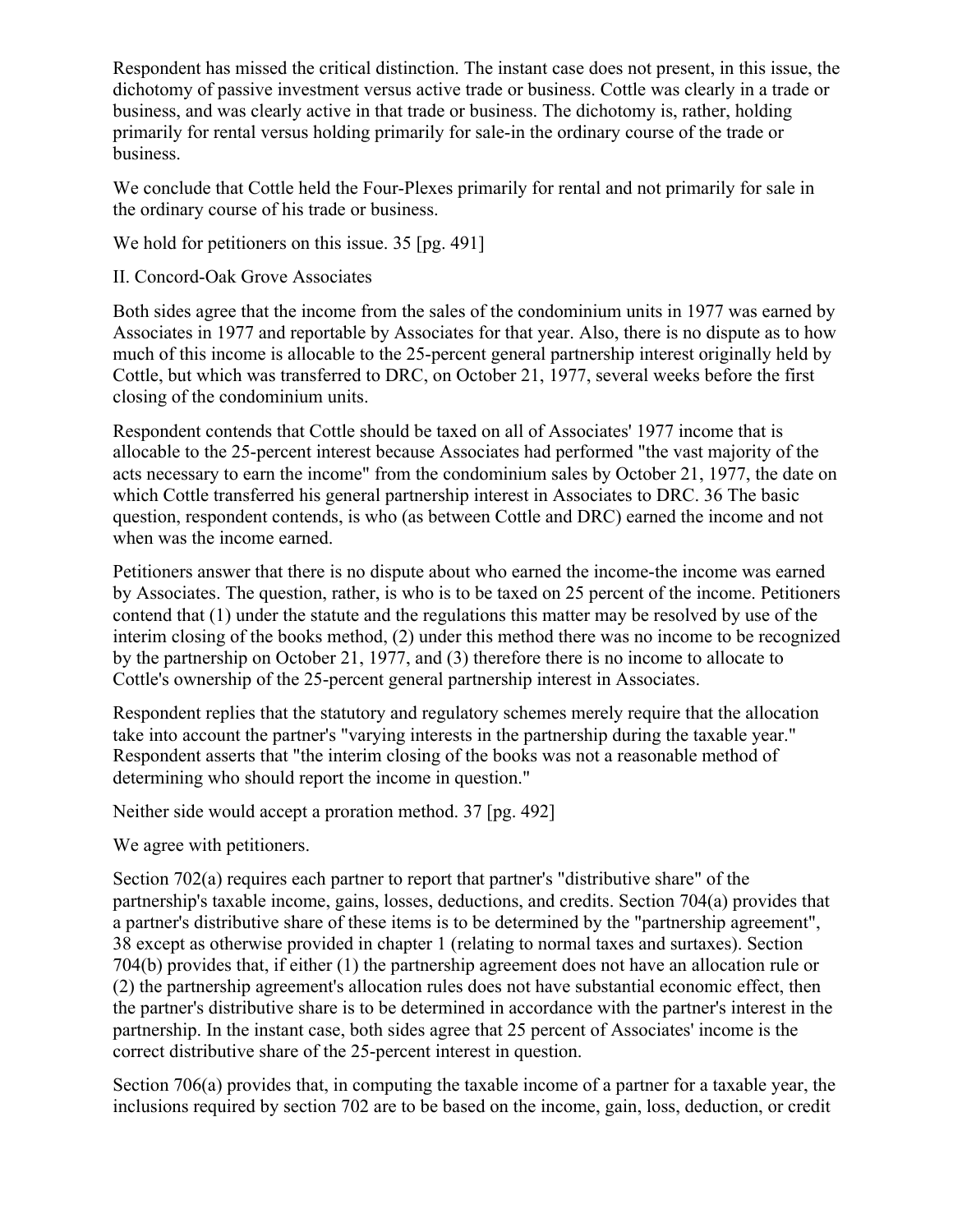Respondent has missed the critical distinction. The instant case does not present, in this issue, the dichotomy of passive investment versus active trade or business. Cottle was clearly in a trade or business, and was clearly active in that trade or business. The dichotomy is, rather, holding primarily for rental versus holding primarily for sale-in the ordinary course of the trade or business.

We conclude that Cottle held the Four-Plexes primarily for rental and not primarily for sale in the ordinary course of his trade or business.

We hold for petitioners on this issue. 35 [pg. 491]

## II. Concord-Oak Grove Associates

Both sides agree that the income from the sales of the condominium units in 1977 was earned by Associates in 1977 and reportable by Associates for that year. Also, there is no dispute as to how much of this income is allocable to the 25-percent general partnership interest originally held by Cottle, but which was transferred to DRC, on October 21, 1977, several weeks before the first closing of the condominium units.

Respondent contends that Cottle should be taxed on all of Associates' 1977 income that is allocable to the 25-percent interest because Associates had performed "the vast majority of the acts necessary to earn the income" from the condominium sales by October 21, 1977, the date on which Cottle transferred his general partnership interest in Associates to DRC. 36 The basic question, respondent contends, is who (as between Cottle and DRC) earned the income and not when was the income earned.

Petitioners answer that there is no dispute about who earned the income-the income was earned by Associates. The question, rather, is who is to be taxed on 25 percent of the income. Petitioners contend that (1) under the statute and the regulations this matter may be resolved by use of the interim closing of the books method, (2) under this method there was no income to be recognized by the partnership on October 21, 1977, and (3) therefore there is no income to allocate to Cottle's ownership of the 25-percent general partnership interest in Associates.

Respondent replies that the statutory and regulatory schemes merely require that the allocation take into account the partner's "varying interests in the partnership during the taxable year." Respondent asserts that "the interim closing of the books was not a reasonable method of determining who should report the income in question."

Neither side would accept a proration method. 37 [pg. 492]

We agree with petitioners.

Section 702(a) requires each partner to report that partner's "distributive share" of the partnership's taxable income, gains, losses, deductions, and credits. Section 704(a) provides that a partner's distributive share of these items is to be determined by the "partnership agreement", 38 except as otherwise provided in chapter 1 (relating to normal taxes and surtaxes). Section 704(b) provides that, if either (1) the partnership agreement does not have an allocation rule or (2) the partnership agreement's allocation rules does not have substantial economic effect, then the partner's distributive share is to be determined in accordance with the partner's interest in the partnership. In the instant case, both sides agree that 25 percent of Associates' income is the correct distributive share of the 25-percent interest in question.

Section 706(a) provides that, in computing the taxable income of a partner for a taxable year, the inclusions required by section 702 are to be based on the income, gain, loss, deduction, or credit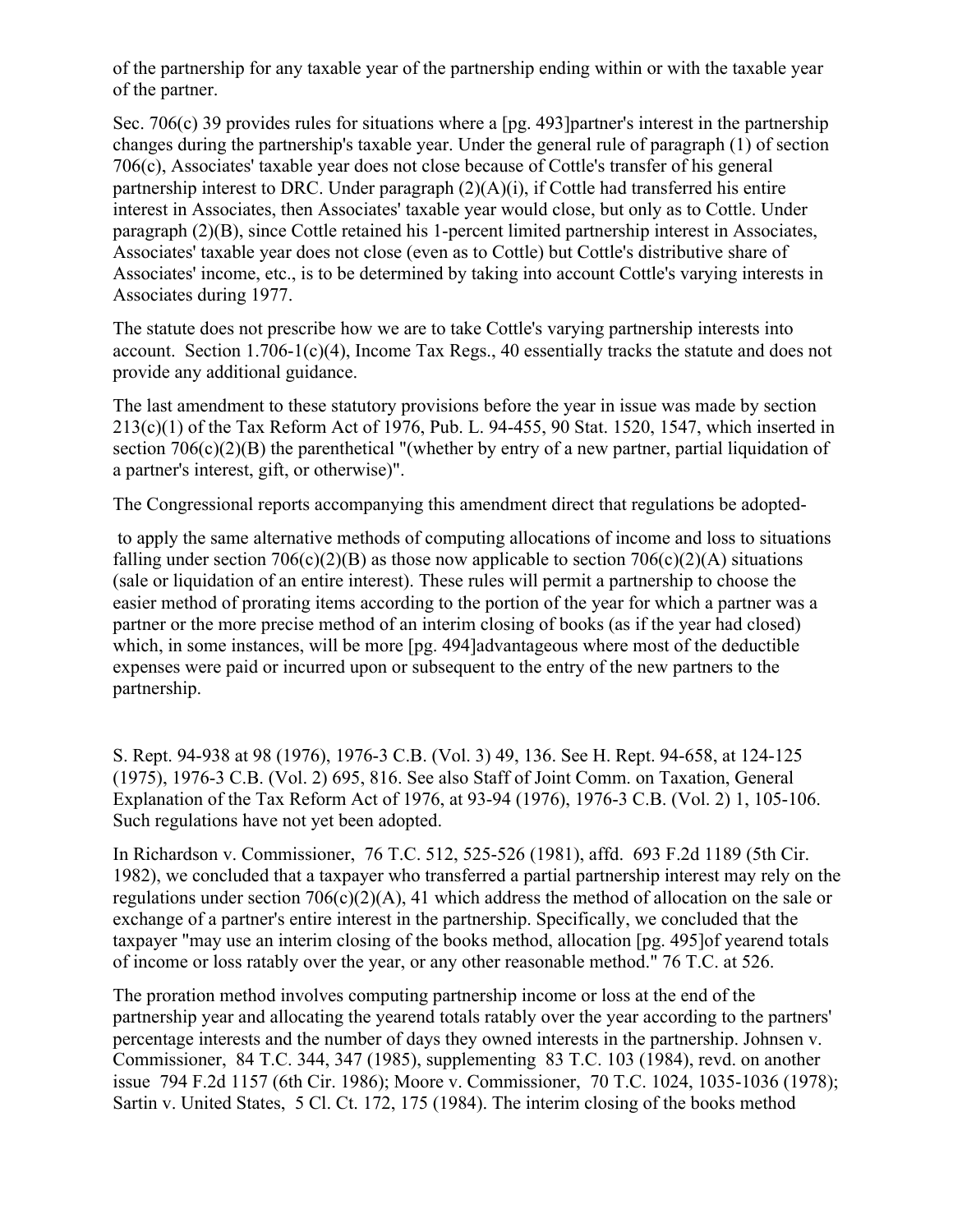of the partnership for any taxable year of the partnership ending within or with the taxable year of the partner.

Sec. 706(c) 39 provides rules for situations where a [pg. 493]partner's interest in the partnership changes during the partnership's taxable year. Under the general rule of paragraph (1) of section 706(c), Associates' taxable year does not close because of Cottle's transfer of his general partnership interest to DRC. Under paragraph (2)(A)(i), if Cottle had transferred his entire interest in Associates, then Associates' taxable year would close, but only as to Cottle. Under paragraph (2)(B), since Cottle retained his 1-percent limited partnership interest in Associates, Associates' taxable year does not close (even as to Cottle) but Cottle's distributive share of Associates' income, etc., is to be determined by taking into account Cottle's varying interests in Associates during 1977.

The statute does not prescribe how we are to take Cottle's varying partnership interests into account. Section 1.706-1(c)(4), Income Tax Regs., 40 essentially tracks the statute and does not provide any additional guidance.

The last amendment to these statutory provisions before the year in issue was made by section 213(c)(1) of the Tax Reform Act of 1976, Pub. L. 94-455, 90 Stat. 1520, 1547, which inserted in section 706(c)(2)(B) the parenthetical "(whether by entry of a new partner, partial liquidation of a partner's interest, gift, or otherwise)".

The Congressional reports accompanying this amendment direct that regulations be adopted-

> to apply the same alternative methods of computing allocations of income and loss to situations falling under section 706(c)(2)(B) as those now applicable to section 706(c)(2)(A) situations (sale or liquidation of an entire interest). These rules will permit a partnership to choose the easier method of prorating items according to the portion of the year for which a partner was a partner or the more precise method of an interim closing of books (as if the year had closed) which, in some instances, will be more [pg. 494]advantageous where most of the deductible expenses were paid or incurred upon or subsequent to the entry of the new partners to the partnership.

S. Rept. 94-938 at 98 (1976), 1976-3 C.B. (Vol. 3) 49, 136. See H. Rept. 94-658, at 124-125 (1975), 1976-3 C.B. (Vol. 2) 695, 816. See also Staff of Joint Comm. on Taxation, General Explanation of the Tax Reform Act of 1976, at 93-94 (1976), 1976-3 C.B. (Vol. 2) 1, 105-106. Such regulations have not yet been adopted.

In Richardson v. Commissioner, 76 T.C. 512, 525-526 (1981), affd. 693 F.2d 1189 (5th Cir. 1982), we concluded that a taxpayer who transferred a partial partnership interest may rely on the regulations under section 706(c)(2)(A), 41 which address the method of allocation on the sale or exchange of a partner's entire interest in the partnership. Specifically, we concluded that the taxpayer "may use an interim closing of the books method, allocation [pg. 495]of yearend totals of income or loss ratably over the year, or any other reasonable method." 76 T.C. at 526.

The proration method involves computing partnership income or loss at the end of the partnership year and allocating the yearend totals ratably over the year according to the partners' percentage interests and the number of days they owned interests in the partnership. Johnsen v. Commissioner, 84 T.C. 344, 347 (1985), supplementing 83 T.C. 103 (1984), revd. on another issue 794 F.2d 1157 (6th Cir. 1986); Moore v. Commissioner, 70 T.C. 1024, 1035-1036 (1978); Sartin v. United States, 5 Cl. Ct. 172, 175 (1984). The interim closing of the books method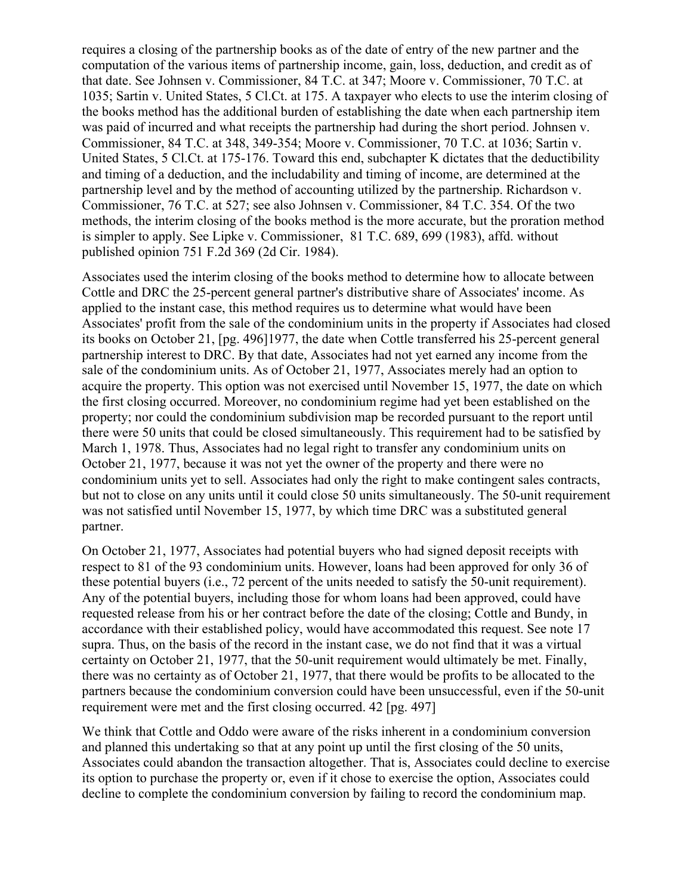requires a closing of the partnership books as of the date of entry of the new partner and the computation of the various items of partnership income, gain, loss, deduction, and credit as of that date. See Johnsen v. Commissioner, 84 T.C. at 347; Moore v. Commissioner, 70 T.C. at 1035; Sartin v. United States, 5 Cl.Ct. at 175. A taxpayer who elects to use the interim closing of the books method has the additional burden of establishing the date when each partnership item was paid of incurred and what receipts the partnership had during the short period. Johnsen v. Commissioner, 84 T.C. at 348, 349-354; Moore v. Commissioner, 70 T.C. at 1036; Sartin v. United States, 5 Cl.Ct. at 175-176. Toward this end, subchapter K dictates that the deductibility and timing of a deduction, and the includability and timing of income, are determined at the partnership level and by the method of accounting utilized by the partnership. Richardson v. Commissioner, 76 T.C. at 527; see also Johnsen v. Commissioner, 84 T.C. 354. Of the two methods, the interim closing of the books method is the more accurate, but the proration method is simpler to apply. See Lipke v. Commissioner, 81 T.C. 689, 699 (1983), affd. without published opinion 751 F.2d 369 (2d Cir. 1984).

Associates used the interim closing of the books method to determine how to allocate between Cottle and DRC the 25-percent general partner's distributive share of Associates' income. As applied to the instant case, this method requires us to determine what would have been Associates' profit from the sale of the condominium units in the property if Associates had closed its books on October 21, [pg. 496]1977, the date when Cottle transferred his 25-percent general partnership interest to DRC. By that date, Associates had not yet earned any income from the sale of the condominium units. As of October 21, 1977, Associates merely had an option to acquire the property. This option was not exercised until November 15, 1977, the date on which the first closing occurred. Moreover, no condominium regime had yet been established on the property; nor could the condominium subdivision map be recorded pursuant to the report until there were 50 units that could be closed simultaneously. This requirement had to be satisfied by March 1, 1978. Thus, Associates had no legal right to transfer any condominium units on October 21, 1977, because it was not yet the owner of the property and there were no condominium units yet to sell. Associates had only the right to make contingent sales contracts, but not to close on any units until it could close 50 units simultaneously. The 50-unit requirement was not satisfied until November 15, 1977, by which time DRC was a substituted general partner.

On October 21, 1977, Associates had potential buyers who had signed deposit receipts with respect to 81 of the 93 condominium units. However, loans had been approved for only 36 of these potential buyers (i.e., 72 percent of the units needed to satisfy the 50-unit requirement). Any of the potential buyers, including those for whom loans had been approved, could have requested release from his or her contract before the date of the closing; Cottle and Bundy, in accordance with their established policy, would have accommodated this request. See note 17 supra. Thus, on the basis of the record in the instant case, we do not find that it was a virtual certainty on October 21, 1977, that the 50-unit requirement would ultimately be met. Finally, there was no certainty as of October 21, 1977, that there would be profits to be allocated to the partners because the condominium conversion could have been unsuccessful, even if the 50-unit requirement were met and the first closing occurred. 42 [pg. 497]

We think that Cottle and Oddo were aware of the risks inherent in a condominium conversion and planned this undertaking so that at any point up until the first closing of the 50 units, Associates could abandon the transaction altogether. That is, Associates could decline to exercise its option to purchase the property or, even if it chose to exercise the option, Associates could decline to complete the condominium conversion by failing to record the condominium map.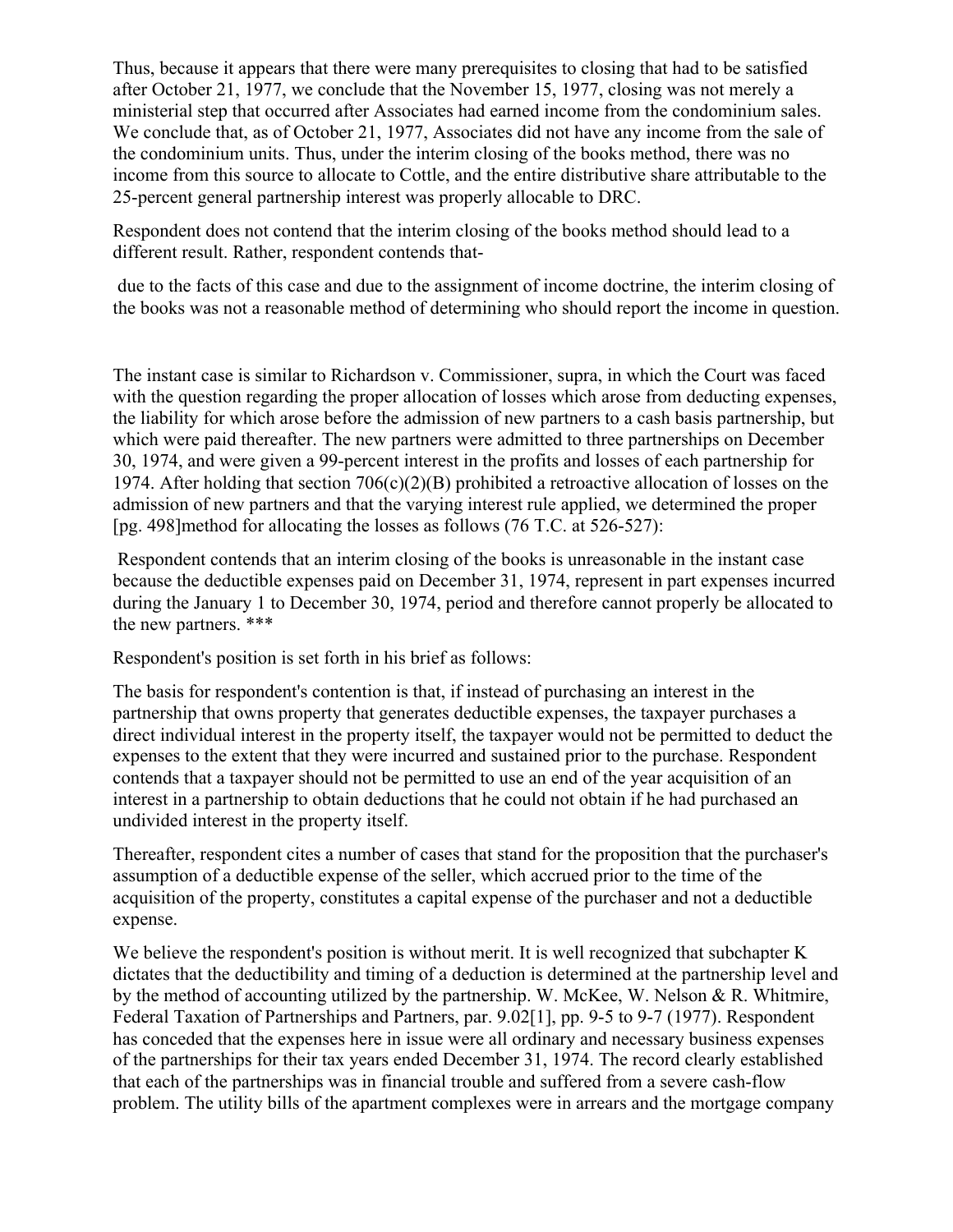Thus, because it appears that there were many prerequisites to closing that had to be satisfied after October 21, 1977, we conclude that the November 15, 1977, closing was not merely a ministerial step that occurred after Associates had earned income from the condominium sales. We conclude that, as of October 21, 1977, Associates did not have any income from the sale of the condominium units. Thus, under the interim closing of the books method, there was no income from this source to allocate to Cottle, and the entire distributive share attributable to the 25-percent general partnership interest was properly allocable to DRC.

Respondent does not contend that the interim closing of the books method should lead to a different result. Rather, respondent contends that-

> due to the facts of this case and due to the assignment of income doctrine, the interim closing of the books was not a reasonable method of determining who should report the income in question.

The instant case is similar to Richardson v. Commissioner, supra, in which the Court was faced with the question regarding the proper allocation of losses which arose from deducting expenses, the liability for which arose before the admission of new partners to a cash basis partnership, but which were paid thereafter. The new partners were admitted to three partnerships on December 30, 1974, and were given a 99-percent interest in the profits and losses of each partnership for 1974. After holding that section 706(c)(2)(B) prohibited a retroactive allocation of losses on the admission of new partners and that the varying interest rule applied, we determined the proper [pg. 498]method for allocating the losses as follows (76 T.C. at 526-527):

> Respondent contends that an interim closing of the books is unreasonable in the instant case because the deductible expenses paid on December 31, 1974, represent in part expenses incurred during the January 1 to December 30, 1974, period and therefore cannot properly be allocated to the new partners. ***
>
> Respondent's position is set forth in his brief as follows:
>
> The basis for respondent's contention is that, if instead of purchasing an interest in the partnership that owns property that generates deductible expenses, the taxpayer purchases a direct individual interest in the property itself, the taxpayer would not be permitted to deduct the expenses to the extent that they were incurred and sustained prior to the purchase. Respondent contends that a taxpayer should not be permitted to use an end of the year acquisition of an interest in a partnership to obtain deductions that he could not obtain if he had purchased an undivided interest in the property itself.
>
> Thereafter, respondent cites a number of cases that stand for the proposition that the purchaser's assumption of a deductible expense of the seller, which accrued prior to the time of the acquisition of the property, constitutes a capital expense of the purchaser and not a deductible expense.
>
> We believe the respondent's position is without merit. It is well recognized that subchapter K dictates that the deductibility and timing of a deduction is determined at the partnership level and by the method of accounting utilized by the partnership. W. McKee, W. Nelson & R. Whitmire, Federal Taxation of Partnerships and Partners, par. 9.02[1], pp. 9-5 to 9-7 (1977). Respondent has conceded that the expenses here in issue were all ordinary and necessary business expenses of the partnerships for their tax years ended December 31, 1974. The record clearly established that each of the partnerships was in financial trouble and suffered from a severe cash-flow problem. The utility bills of the apartment complexes were in arrears and the mortgage company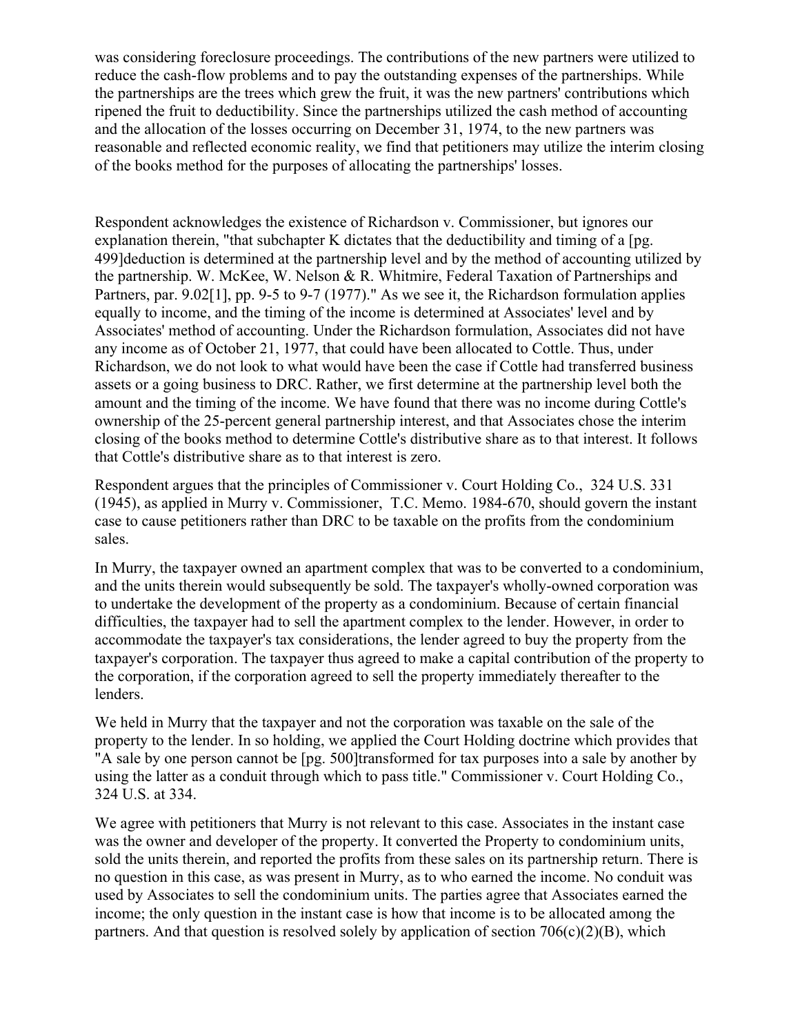was considering foreclosure proceedings. The contributions of the new partners were utilized to reduce the cash-flow problems and to pay the outstanding expenses of the partnerships. While the partnerships are the trees which grew the fruit, it was the new partners' contributions which ripened the fruit to deductibility. Since the partnerships utilized the cash method of accounting and the allocation of the losses occurring on December 31, 1974, to the new partners was reasonable and reflected economic reality, we find that petitioners may utilize the interim closing of the books method for the purposes of allocating the partnerships' losses.

Respondent acknowledges the existence of Richardson v. Commissioner, but ignores our explanation therein, "that subchapter K dictates that the deductibility and timing of a [pg. 499]deduction is determined at the partnership level and by the method of accounting utilized by the partnership. W. McKee, W. Nelson & R. Whitmire, Federal Taxation of Partnerships and Partners, par. 9.02[1], pp. 9-5 to 9-7 (1977)." As we see it, the Richardson formulation applies equally to income, and the timing of the income is determined at Associates' level and by Associates' method of accounting. Under the Richardson formulation, Associates did not have any income as of October 21, 1977, that could have been allocated to Cottle. Thus, under Richardson, we do not look to what would have been the case if Cottle had transferred business assets or a going business to DRC. Rather, we first determine at the partnership level both the amount and the timing of the income. We have found that there was no income during Cottle's ownership of the 25-percent general partnership interest, and that Associates chose the interim closing of the books method to determine Cottle's distributive share as to that interest. It follows that Cottle's distributive share as to that interest is zero.

Respondent argues that the principles of Commissioner v. Court Holding Co., 324 U.S. 331 (1945), as applied in Murry v. Commissioner, T.C. Memo. 1984-670, should govern the instant case to cause petitioners rather than DRC to be taxable on the profits from the condominium sales.

In Murry, the taxpayer owned an apartment complex that was to be converted to a condominium, and the units therein would subsequently be sold. The taxpayer's wholly-owned corporation was to undertake the development of the property as a condominium. Because of certain financial difficulties, the taxpayer had to sell the apartment complex to the lender. However, in order to accommodate the taxpayer's tax considerations, the lender agreed to buy the property from the taxpayer's corporation. The taxpayer thus agreed to make a capital contribution of the property to the corporation, if the corporation agreed to sell the property immediately thereafter to the lenders.

We held in Murry that the taxpayer and not the corporation was taxable on the sale of the property to the lender. In so holding, we applied the Court Holding doctrine which provides that "A sale by one person cannot be [pg. 500]transformed for tax purposes into a sale by another by using the latter as a conduit through which to pass title." Commissioner v. Court Holding Co., 324 U.S. at 334.

We agree with petitioners that Murry is not relevant to this case. Associates in the instant case was the owner and developer of the property. It converted the Property to condominium units, sold the units therein, and reported the profits from these sales on its partnership return. There is no question in this case, as was present in Murry, as to who earned the income. No conduit was used by Associates to sell the condominium units. The parties agree that Associates earned the income; the only question in the instant case is how that income is to be allocated among the partners. And that question is resolved solely by application of section 706(c)(2)(B), which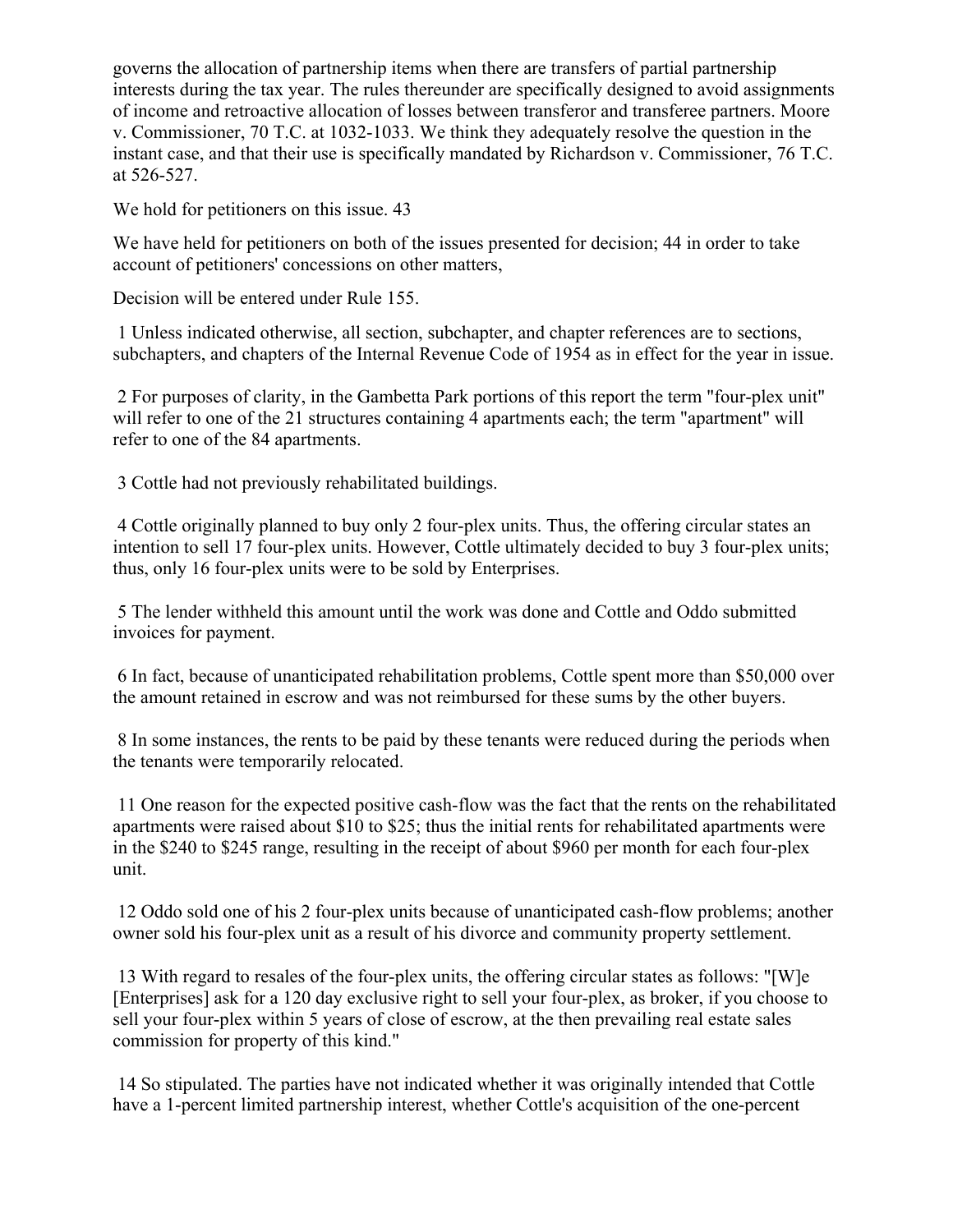governs the allocation of partnership items when there are transfers of partial partnership interests during the tax year. The rules thereunder are specifically designed to avoid assignments of income and retroactive allocation of losses between transferor and transferee partners. Moore v. Commissioner, 70 T.C. at 1032-1033. We think they adequately resolve the question in the instant case, and that their use is specifically mandated by Richardson v. Commissioner, 76 T.C. at 526-527.

We hold for petitioners on this issue. 43

We have held for petitioners on both of the issues presented for decision; 44 in order to take account of petitioners' concessions on other matters,

Decision will be entered under Rule 155.

1 Unless indicated otherwise, all section, subchapter, and chapter references are to sections, subchapters, and chapters of the Internal Revenue Code of 1954 as in effect for the year in issue.

2 For purposes of clarity, in the Gambetta Park portions of this report the term "four-plex unit" will refer to one of the 21 structures containing 4 apartments each; the term "apartment" will refer to one of the 84 apartments.

3 Cottle had not previously rehabilitated buildings.

4 Cottle originally planned to buy only 2 four-plex units. Thus, the offering circular states an intention to sell 17 four-plex units. However, Cottle ultimately decided to buy 3 four-plex units; thus, only 16 four-plex units were to be sold by Enterprises.

5 The lender withheld this amount until the work was done and Cottle and Oddo submitted invoices for payment.

6 In fact, because of unanticipated rehabilitation problems, Cottle spent more than $50,000 over the amount retained in escrow and was not reimbursed for these sums by the other buyers.

8 In some instances, the rents to be paid by these tenants were reduced during the periods when the tenants were temporarily relocated.

11 One reason for the expected positive cash-flow was the fact that the rents on the rehabilitated apartments were raised about $10 to $25; thus the initial rents for rehabilitated apartments were in the $240 to $245 range, resulting in the receipt of about $960 per month for each four-plex unit.

12 Oddo sold one of his 2 four-plex units because of unanticipated cash-flow problems; another owner sold his four-plex unit as a result of his divorce and community property settlement.

13 With regard to resales of the four-plex units, the offering circular states as follows: "[W]e [Enterprises] ask for a 120 day exclusive right to sell your four-plex, as broker, if you choose to sell your four-plex within 5 years of close of escrow, at the then prevailing real estate sales commission for property of this kind."

14 So stipulated. The parties have not indicated whether it was originally intended that Cottle have a 1-percent limited partnership interest, whether Cottle's acquisition of the one-percent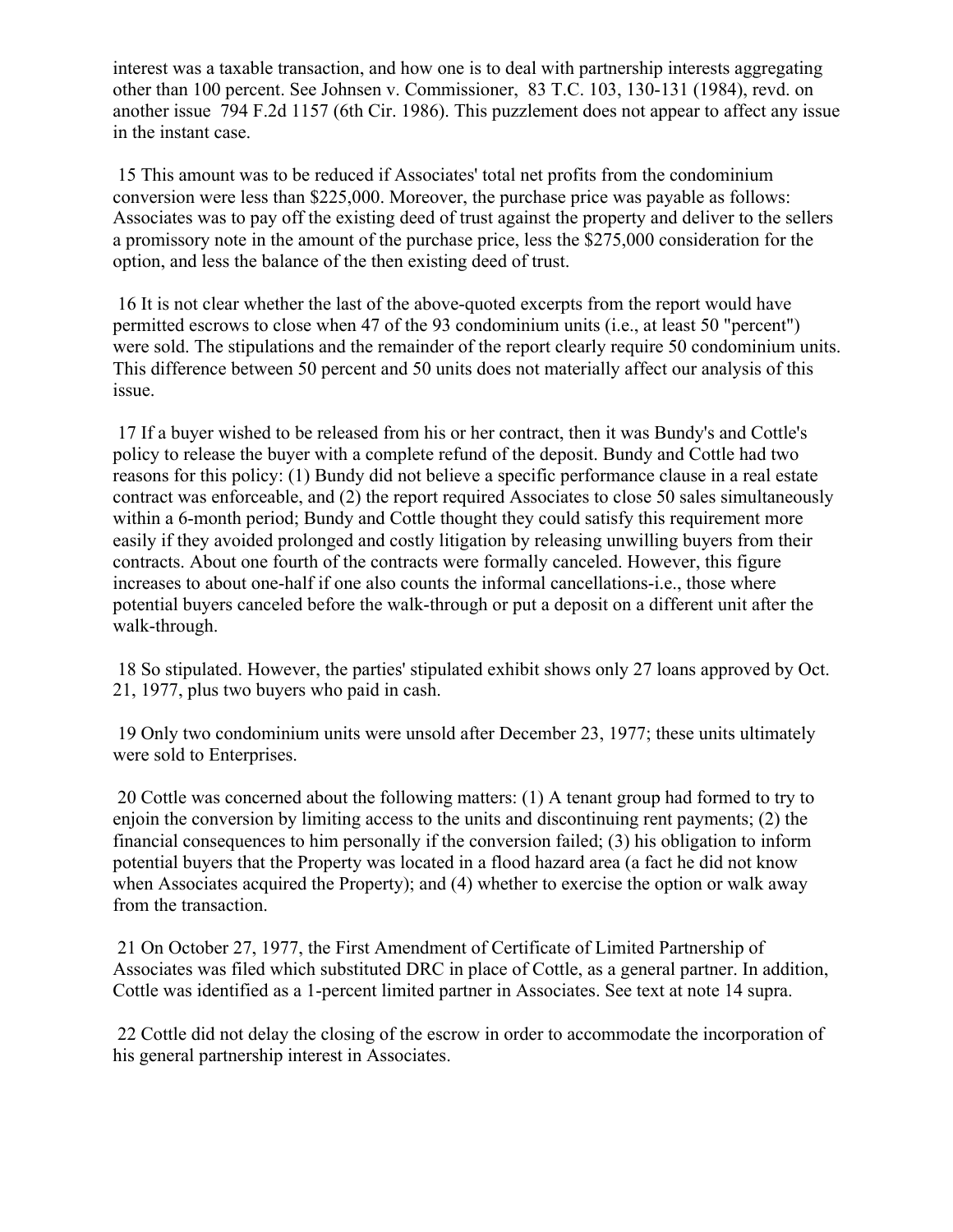interest was a taxable transaction, and how one is to deal with partnership interests aggregating other than 100 percent. See Johnsen v. Commissioner, 83 T.C. 103, 130-131 (1984), revd. on another issue 794 F.2d 1157 (6th Cir. 1986). This puzzlement does not appear to affect any issue in the instant case.

15 This amount was to be reduced if Associates' total net profits from the condominium conversion were less than $225,000. Moreover, the purchase price was payable as follows: Associates was to pay off the existing deed of trust against the property and deliver to the sellers a promissory note in the amount of the purchase price, less the $275,000 consideration for the option, and less the balance of the then existing deed of trust.

16 It is not clear whether the last of the above-quoted excerpts from the report would have permitted escrows to close when 47 of the 93 condominium units (i.e., at least 50 "percent") were sold. The stipulations and the remainder of the report clearly require 50 condominium units. This difference between 50 percent and 50 units does not materially affect our analysis of this issue.

17 If a buyer wished to be released from his or her contract, then it was Bundy's and Cottle's policy to release the buyer with a complete refund of the deposit. Bundy and Cottle had two reasons for this policy: (1) Bundy did not believe a specific performance clause in a real estate contract was enforceable, and (2) the report required Associates to close 50 sales simultaneously within a 6-month period; Bundy and Cottle thought they could satisfy this requirement more easily if they avoided prolonged and costly litigation by releasing unwilling buyers from their contracts. About one fourth of the contracts were formally canceled. However, this figure increases to about one-half if one also counts the informal cancellations-i.e., those where potential buyers canceled before the walk-through or put a deposit on a different unit after the walk-through.

18 So stipulated. However, the parties' stipulated exhibit shows only 27 loans approved by Oct. 21, 1977, plus two buyers who paid in cash.

19 Only two condominium units were unsold after December 23, 1977; these units ultimately were sold to Enterprises.

20 Cottle was concerned about the following matters: (1) A tenant group had formed to try to enjoin the conversion by limiting access to the units and discontinuing rent payments; (2) the financial consequences to him personally if the conversion failed; (3) his obligation to inform potential buyers that the Property was located in a flood hazard area (a fact he did not know when Associates acquired the Property); and (4) whether to exercise the option or walk away from the transaction.

21 On October 27, 1977, the First Amendment of Certificate of Limited Partnership of Associates was filed which substituted DRC in place of Cottle, as a general partner. In addition, Cottle was identified as a 1-percent limited partner in Associates. See text at note 14 supra.

22 Cottle did not delay the closing of the escrow in order to accommodate the incorporation of his general partnership interest in Associates.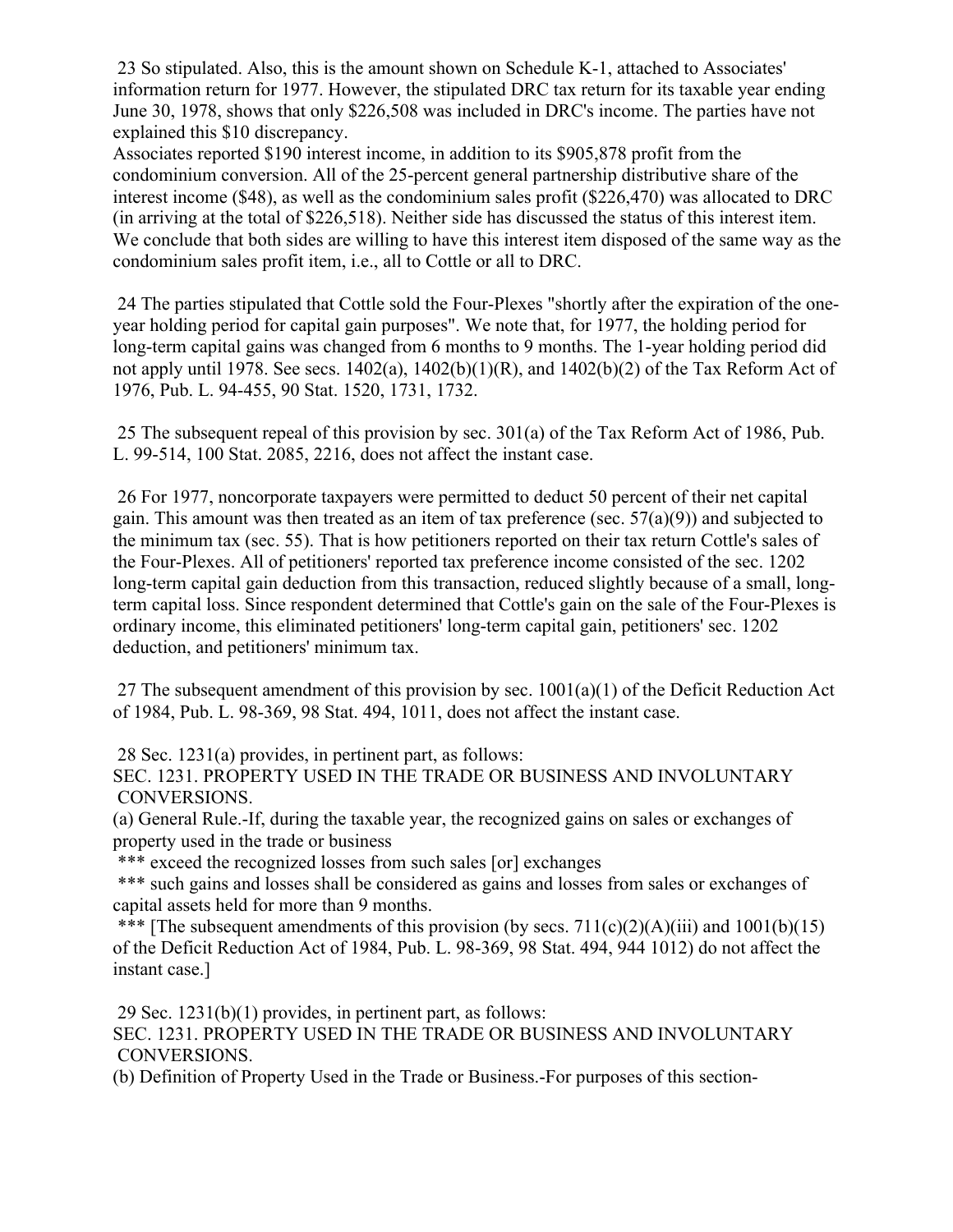23 So stipulated. Also, this is the amount shown on Schedule K-1, attached to Associates' information return for 1977. However, the stipulated DRC tax return for its taxable year ending June 30, 1978, shows that only $226,508 was included in DRC's income. The parties have not explained this $10 discrepancy.

Associates reported $190 interest income, in addition to its $905,878 profit from the condominium conversion. All of the 25-percent general partnership distributive share of the interest income ($48), as well as the condominium sales profit ($226,470) was allocated to DRC (in arriving at the total of $226,518). Neither side has discussed the status of this interest item. We conclude that both sides are willing to have this interest item disposed of the same way as the condominium sales profit item, i.e., all to Cottle or all to DRC.

24 The parties stipulated that Cottle sold the Four-Plexes "shortly after the expiration of the one-year holding period for capital gain purposes". We note that, for 1977, the holding period for long-term capital gains was changed from 6 months to 9 months. The 1-year holding period did not apply until 1978. See secs. 1402(a), 1402(b)(1)(R), and 1402(b)(2) of the Tax Reform Act of 1976, Pub. L. 94-455, 90 Stat. 1520, 1731, 1732.

25 The subsequent repeal of this provision by sec. 301(a) of the Tax Reform Act of 1986, Pub. L. 99-514, 100 Stat. 2085, 2216, does not affect the instant case.

26 For 1977, noncorporate taxpayers were permitted to deduct 50 percent of their net capital gain. This amount was then treated as an item of tax preference (sec. 57(a)(9)) and subjected to the minimum tax (sec. 55). That is how petitioners reported on their tax return Cottle's sales of the Four-Plexes. All of petitioners' reported tax preference income consisted of the sec. 1202 long-term capital gain deduction from this transaction, reduced slightly because of a small, long-term capital loss. Since respondent determined that Cottle's gain on the sale of the Four-Plexes is ordinary income, this eliminated petitioners' long-term capital gain, petitioners' sec. 1202 deduction, and petitioners' minimum tax.

27 The subsequent amendment of this provision by sec. 1001(a)(1) of the Deficit Reduction Act of 1984, Pub. L. 98-369, 98 Stat. 494, 1011, does not affect the instant case.

28 Sec. 1231(a) provides, in pertinent part, as follows:

SEC. 1231. PROPERTY USED IN THE TRADE OR BUSINESS AND INVOLUNTARY CONVERSIONS.

(a) General Rule.-If, during the taxable year, the recognized gains on sales or exchanges of property used in the trade or business

*** exceed the recognized losses from such sales [or] exchanges

*** such gains and losses shall be considered as gains and losses from sales or exchanges of capital assets held for more than 9 months.

*** [The subsequent amendments of this provision (by secs. 711(c)(2)(A)(iii) and 1001(b)(15) of the Deficit Reduction Act of 1984, Pub. L. 98-369, 98 Stat. 494, 944 1012) do not affect the instant case.]

29 Sec. 1231(b)(1) provides, in pertinent part, as follows:

SEC. 1231. PROPERTY USED IN THE TRADE OR BUSINESS AND INVOLUNTARY CONVERSIONS.

(b) Definition of Property Used in the Trade or Business.-For purposes of this section-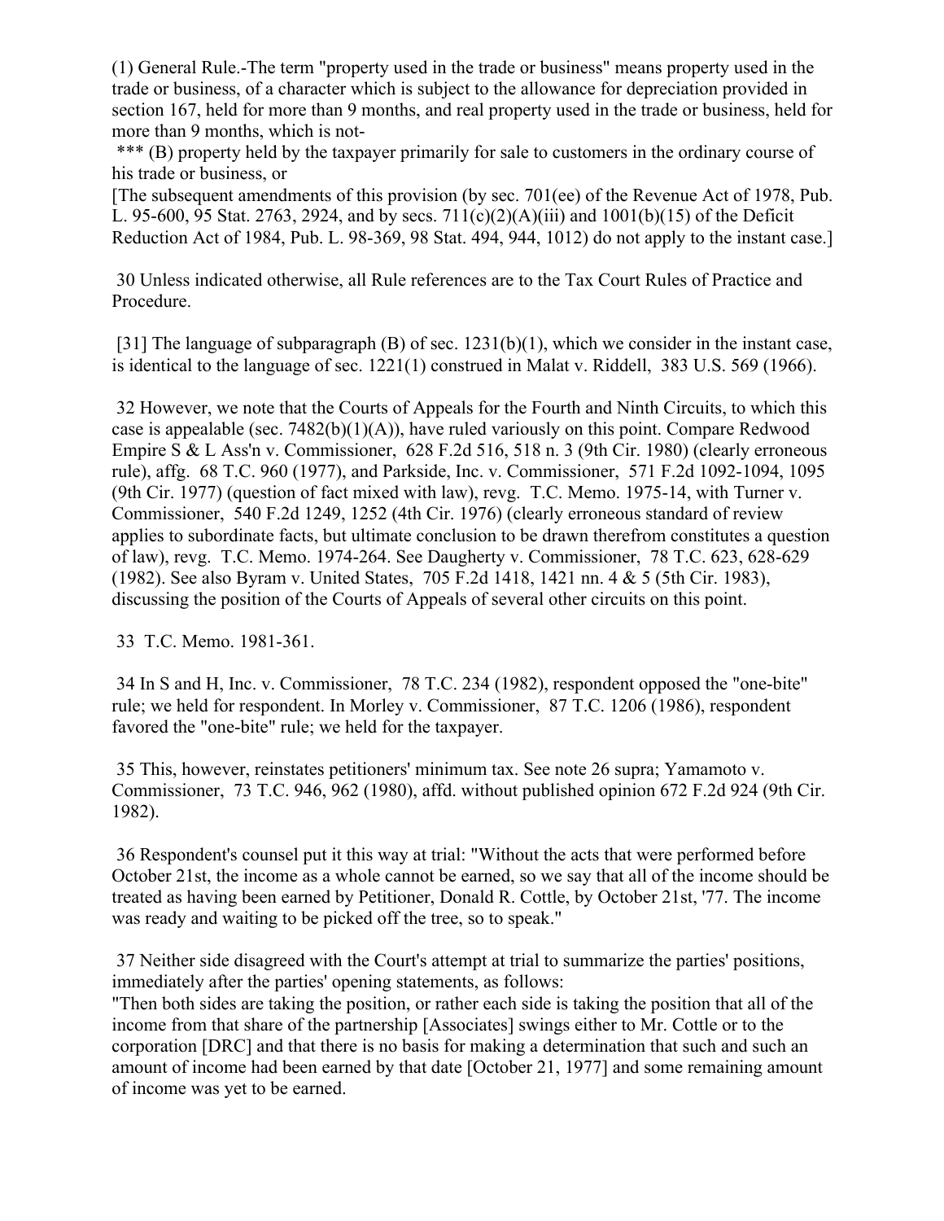(1) General Rule.-The term "property used in the trade or business" means property used in the trade or business, of a character which is subject to the allowance for depreciation provided in section 167, held for more than 9 months, and real property used in the trade or business, held for more than 9 months, which is not-

*** (B) property held by the taxpayer primarily for sale to customers in the ordinary course of his trade or business, or

[The subsequent amendments of this provision (by sec. 701(ee) of the Revenue Act of 1978, Pub. L. 95-600, 95 Stat. 2763, 2924, and by secs. 711(c)(2)(A)(iii) and 1001(b)(15) of the Deficit Reduction Act of 1984, Pub. L. 98-369, 98 Stat. 494, 944, 1012) do not apply to the instant case.]

30 Unless indicated otherwise, all Rule references are to the Tax Court Rules of Practice and Procedure.

[31] The language of subparagraph (B) of sec. 1231(b)(1), which we consider in the instant case, is identical to the language of sec. 1221(1) construed in Malat v. Riddell, 383 U.S. 569 (1966).

32 However, we note that the Courts of Appeals for the Fourth and Ninth Circuits, to which this case is appealable (sec. 7482(b)(1)(A)), have ruled variously on this point. Compare Redwood Empire S & L Ass'n v. Commissioner, 628 F.2d 516, 518 n. 3 (9th Cir. 1980) (clearly erroneous rule), affg. 68 T.C. 960 (1977), and Parkside, Inc. v. Commissioner, 571 F.2d 1092-1094, 1095 (9th Cir. 1977) (question of fact mixed with law), revg. T.C. Memo. 1975-14, with Turner v. Commissioner, 540 F.2d 1249, 1252 (4th Cir. 1976) (clearly erroneous standard of review applies to subordinate facts, but ultimate conclusion to be drawn therefrom constitutes a question of law), revg. T.C. Memo. 1974-264. See Daugherty v. Commissioner, 78 T.C. 623, 628-629 (1982). See also Byram v. United States, 705 F.2d 1418, 1421 nn. 4 & 5 (5th Cir. 1983), discussing the position of the Courts of Appeals of several other circuits on this point.

33 T.C. Memo. 1981-361.

34 In S and H, Inc. v. Commissioner, 78 T.C. 234 (1982), respondent opposed the "one-bite" rule; we held for respondent. In Morley v. Commissioner, 87 T.C. 1206 (1986), respondent favored the "one-bite" rule; we held for the taxpayer.

35 This, however, reinstates petitioners' minimum tax. See note 26 supra; Yamamoto v. Commissioner, 73 T.C. 946, 962 (1980), affd. without published opinion 672 F.2d 924 (9th Cir. 1982).

36 Respondent's counsel put it this way at trial: "Without the acts that were performed before October 21st, the income as a whole cannot be earned, so we say that all of the income should be treated as having been earned by Petitioner, Donald R. Cottle, by October 21st, '77. The income was ready and waiting to be picked off the tree, so to speak."

37 Neither side disagreed with the Court's attempt at trial to summarize the parties' positions, immediately after the parties' opening statements, as follows:

"Then both sides are taking the position, or rather each side is taking the position that all of the income from that share of the partnership [Associates] swings either to Mr. Cottle or to the corporation [DRC] and that there is no basis for making a determination that such and such an amount of income had been earned by that date [October 21, 1977] and some remaining amount of income was yet to be earned.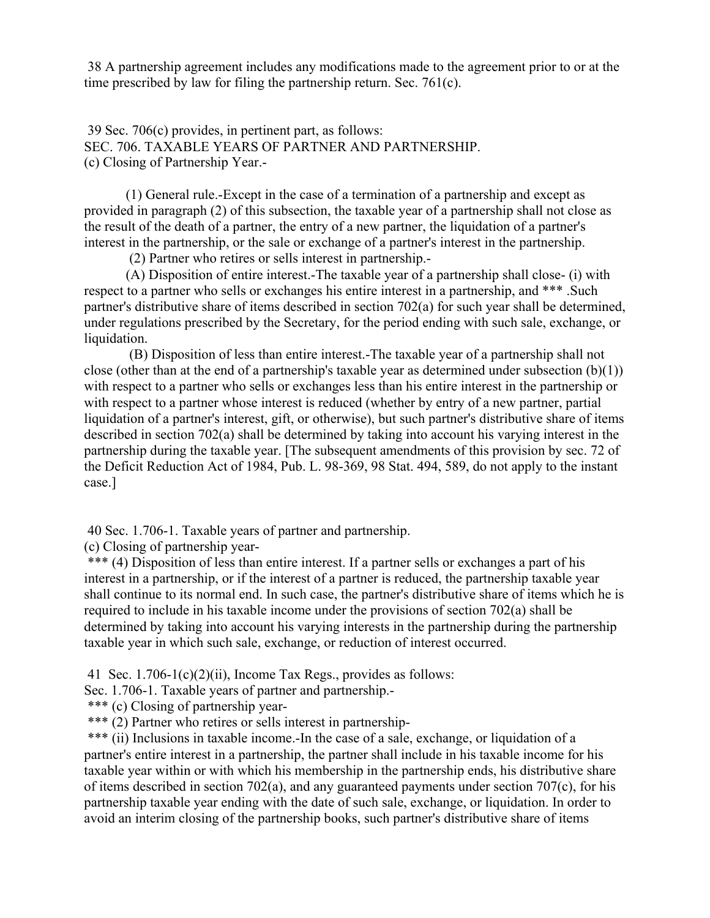38 A partnership agreement includes any modifications made to the agreement prior to or at the time prescribed by law for filing the partnership return. Sec. 761(c).

39 Sec. 706(c) provides, in pertinent part, as follows:
SEC. 706. TAXABLE YEARS OF PARTNER AND PARTNERSHIP.
(c) Closing of Partnership Year.-

(1) General rule.-Except in the case of a termination of a partnership and except as provided in paragraph (2) of this subsection, the taxable year of a partnership shall not close as the result of the death of a partner, the entry of a new partner, the liquidation of a partner's interest in the partnership, or the sale or exchange of a partner's interest in the partnership.

(2) Partner who retires or sells interest in partnership.-

(A) Disposition of entire interest.-The taxable year of a partnership shall close- (i) with respect to a partner who sells or exchanges his entire interest in a partnership, and *** .Such partner's distributive share of items described in section 702(a) for such year shall be determined, under regulations prescribed by the Secretary, for the period ending with such sale, exchange, or liquidation.

(B) Disposition of less than entire interest.-The taxable year of a partnership shall not close (other than at the end of a partnership's taxable year as determined under subsection (b)(1)) with respect to a partner who sells or exchanges less than his entire interest in the partnership or with respect to a partner whose interest is reduced (whether by entry of a new partner, partial liquidation of a partner's interest, gift, or otherwise), but such partner's distributive share of items described in section 702(a) shall be determined by taking into account his varying interest in the partnership during the taxable year. [The subsequent amendments of this provision by sec. 72 of the Deficit Reduction Act of 1984, Pub. L. 98-369, 98 Stat. 494, 589, do not apply to the instant case.]

40 Sec. 1.706-1. Taxable years of partner and partnership.
(c) Closing of partnership year-
*** (4) Disposition of less than entire interest. If a partner sells or exchanges a part of his interest in a partnership, or if the interest of a partner is reduced, the partnership taxable year shall continue to its normal end. In such case, the partner's distributive share of items which he is required to include in his taxable income under the provisions of section 702(a) shall be determined by taking into account his varying interests in the partnership during the partnership taxable year in which such sale, exchange, or reduction of interest occurred.

41 Sec. 1.706-1(c)(2)(ii), Income Tax Regs., provides as follows:
Sec. 1.706-1. Taxable years of partner and partnership.-
*** (c) Closing of partnership year-
*** (2) Partner who retires or sells interest in partnership-
*** (ii) Inclusions in taxable income.-In the case of a sale, exchange, or liquidation of a partner's entire interest in a partnership, the partner shall include in his taxable income for his taxable year within or with which his membership in the partnership ends, his distributive share of items described in section 702(a), and any guaranteed payments under section 707(c), for his partnership taxable year ending with the date of such sale, exchange, or liquidation. In order to avoid an interim closing of the partnership books, such partner's distributive share of items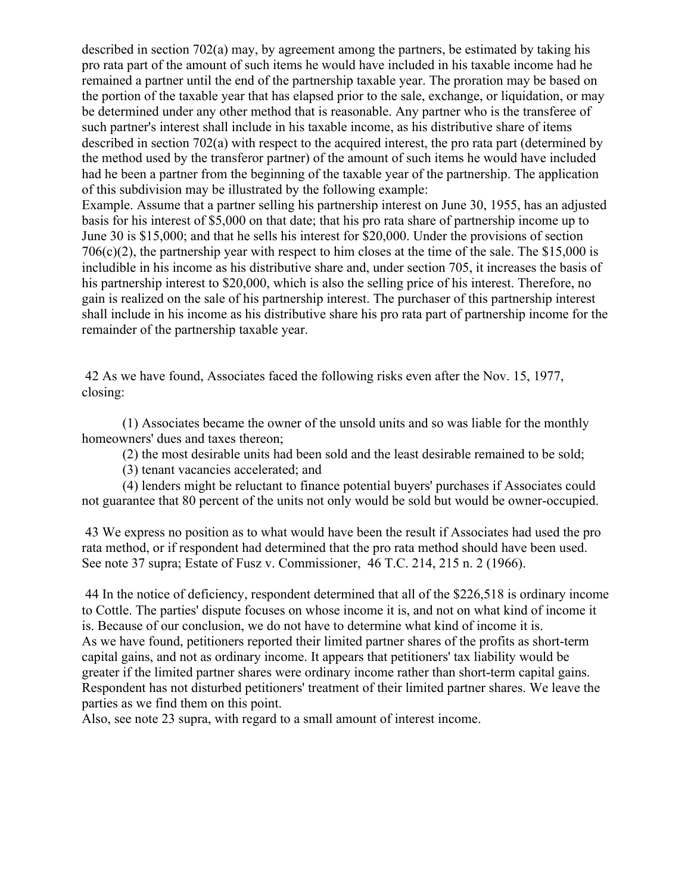described in section 702(a) may, by agreement among the partners, be estimated by taking his pro rata part of the amount of such items he would have included in his taxable income had he remained a partner until the end of the partnership taxable year. The proration may be based on the portion of the taxable year that has elapsed prior to the sale, exchange, or liquidation, or may be determined under any other method that is reasonable. Any partner who is the transferee of such partner's interest shall include in his taxable income, as his distributive share of items described in section 702(a) with respect to the acquired interest, the pro rata part (determined by the method used by the transferor partner) of the amount of such items he would have included had he been a partner from the beginning of the taxable year of the partnership. The application of this subdivision may be illustrated by the following example:

Example. Assume that a partner selling his partnership interest on June 30, 1955, has an adjusted basis for his interest of $5,000 on that date; that his pro rata share of partnership income up to June 30 is $15,000; and that he sells his interest for $20,000. Under the provisions of section 706(c)(2), the partnership year with respect to him closes at the time of the sale. The $15,000 is includible in his income as his distributive share and, under section 705, it increases the basis of his partnership interest to $20,000, which is also the selling price of his interest. Therefore, no gain is realized on the sale of his partnership interest. The purchaser of this partnership interest shall include in his income as his distributive share his pro rata part of partnership income for the remainder of the partnership taxable year.

42 As we have found, Associates faced the following risks even after the Nov. 15, 1977, closing:

(1) Associates became the owner of the unsold units and so was liable for the monthly homeowners' dues and taxes thereon;

(2) the most desirable units had been sold and the least desirable remained to be sold;

(3) tenant vacancies accelerated; and

(4) lenders might be reluctant to finance potential buyers' purchases if Associates could not guarantee that 80 percent of the units not only would be sold but would be owner-occupied.

43 We express no position as to what would have been the result if Associates had used the pro rata method, or if respondent had determined that the pro rata method should have been used. See note 37 supra; Estate of Fusz v. Commissioner, 46 T.C. 214, 215 n. 2 (1966).

44 In the notice of deficiency, respondent determined that all of the $226,518 is ordinary income to Cottle. The parties' dispute focuses on whose income it is, and not on what kind of income it is. Because of our conclusion, we do not have to determine what kind of income it is.

As we have found, petitioners reported their limited partner shares of the profits as short-term capital gains, and not as ordinary income. It appears that petitioners' tax liability would be greater if the limited partner shares were ordinary income rather than short-term capital gains. Respondent has not disturbed petitioners' treatment of their limited partner shares. We leave the parties as we find them on this point.

Also, see note 23 supra, with regard to a small amount of interest income.